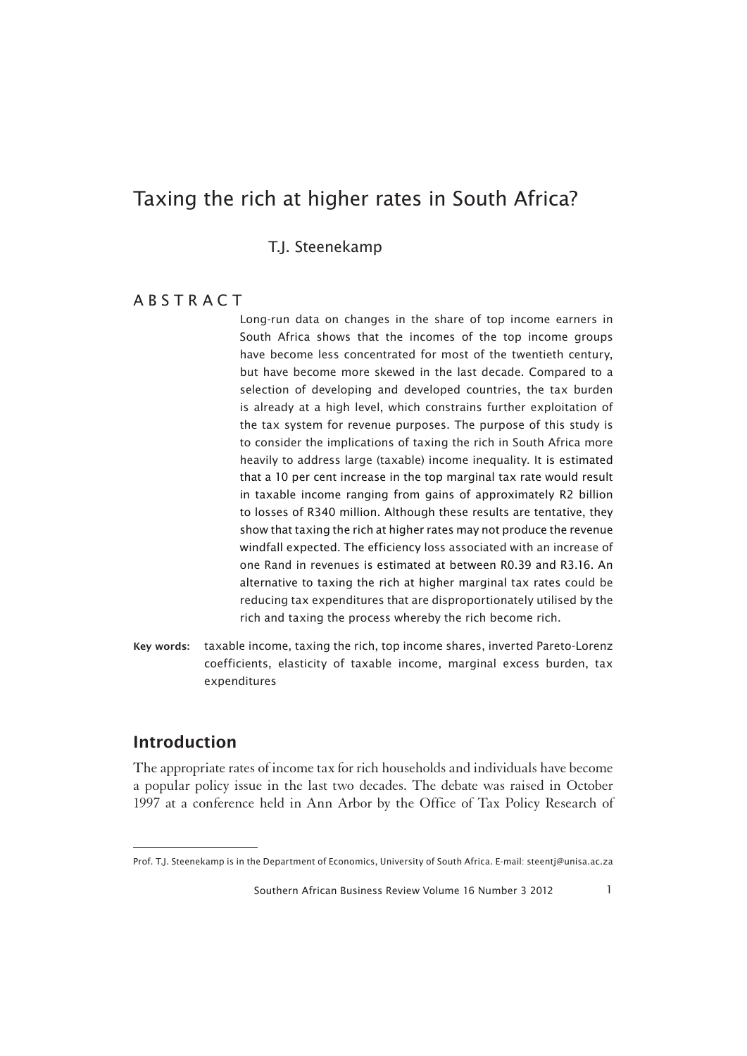# Taxing the rich at higher rates in South Africa?

T.J. Steenekamp

## ABSTRACT

Long-run data on changes in the share of top income earners in South Africa shows that the incomes of the top income groups have become less concentrated for most of the twentieth century, but have become more skewed in the last decade. Compared to a selection of developing and developed countries, the tax burden is already at a high level, which constrains further exploitation of the tax system for revenue purposes. The purpose of this study is to consider the implications of taxing the rich in South Africa more heavily to address large (taxable) income inequality. It is estimated that a 10 per cent increase in the top marginal tax rate would result in taxable income ranging from gains of approximately R2 billion to losses of R340 million. Although these results are tentative, they show that taxing the rich at higher rates may not produce the revenue windfall expected. The efficiency loss associated with an increase of one Rand in revenues is estimated at between R0.39 and R3.16. An alternative to taxing the rich at higher marginal tax rates could be reducing tax expenditures that are disproportionately utilised by the rich and taxing the process whereby the rich become rich.

**Key words:** taxable income, taxing the rich, top income shares, inverted Pareto-Lorenz coefficients, elasticity of taxable income, marginal excess burden, tax expenditures

## Introduction

The appropriate rates of income tax for rich households and individuals have become a popular policy issue in the last two decades. The debate was raised in October 1997 at a conference held in Ann Arbor by the Office of Tax Policy Research of

---

Prof. T.J. Steenekamp is in the Department of Economics, University of South Africa. E-mail: steentj@unisa.ac.za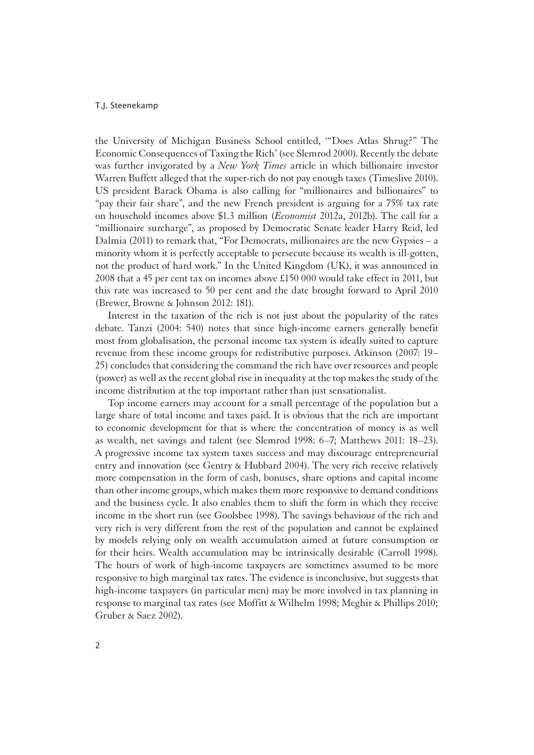the University of Michigan Business School entitled, '"Does Atlas Shrug?" The Economic Consequences of Taxing the Rich' (see Slemrod 2000). Recently the debate was further invigorated by a *New York Times* article in which billionaire investor Warren Buffett alleged that the super-rich do not pay enough taxes (Timeslive 2010). US president Barack Obama is also calling for "millionaires and billionaires" to "pay their fair share", and the new French president is arguing for a 75% tax rate on household incomes above $1.3 million (*Economist* 2012a, 2012b). The call for a "millionaire surcharge", as proposed by Democratic Senate leader Harry Reid, led Dalmia (2011) to remark that, "For Democrats, millionaires are the new Gypsies – a minority whom it is perfectly acceptable to persecute because its wealth is ill-gotten, not the product of hard work." In the United Kingdom (UK), it was announced in 2008 that a 45 per cent tax on incomes above £150 000 would take effect in 2011, but this rate was increased to 50 per cent and the date brought forward to April 2010 (Brewer, Browne & Johnson 2012: 181).

Interest in the taxation of the rich is not just about the popularity of the rates debate. Tanzi (2004: 540) notes that since high-income earners generally benefit most from globalisation, the personal income tax system is ideally suited to capture revenue from these income groups for redistributive purposes. Atkinson (2007: 19–25) concludes that considering the command the rich have over resources and people (power) as well as the recent global rise in inequality at the top makes the study of the income distribution at the top important rather than just sensationalist.

Top income earners may account for a small percentage of the population but a large share of total income and taxes paid. It is obvious that the rich are important to economic development for that is where the concentration of money is as well as wealth, net savings and talent (see Slemrod 1998: 6–7; Matthews 2011: 18–23). A progressive income tax system taxes success and may discourage entrepreneurial entry and innovation (see Gentry & Hubbard 2004). The very rich receive relatively more compensation in the form of cash, bonuses, share options and capital income than other income groups, which makes them more responsive to demand conditions and the business cycle. It also enables them to shift the form in which they receive income in the short run (see Goolsbee 1998). The savings behaviour of the rich and very rich is very different from the rest of the population and cannot be explained by models relying only on wealth accumulation aimed at future consumption or for their heirs. Wealth accumulation may be intrinsically desirable (Carroll 1998). The hours of work of high-income taxpayers are sometimes assumed to be more responsive to high marginal tax rates. The evidence is inconclusive, but suggests that high-income taxpayers (in particular men) may be more involved in tax planning in response to marginal tax rates (see Moffitt & Wilhelm 1998; Meghir & Phillips 2010; Gruber & Saez 2002).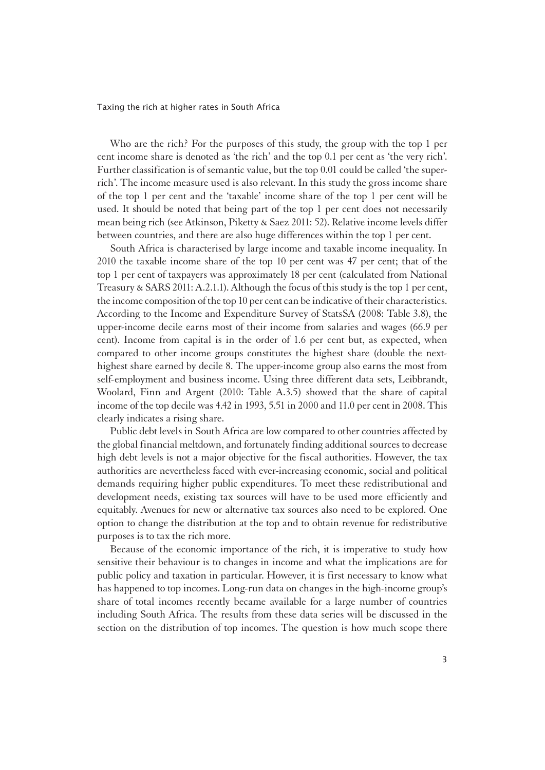Who are the rich? For the purposes of this study, the group with the top 1 per cent income share is denoted as 'the rich' and the top 0.1 per cent as 'the very rich'. Further classification is of semantic value, but the top 0.01 could be called 'the super-rich'. The income measure used is also relevant. In this study the gross income share of the top 1 per cent and the 'taxable' income share of the top 1 per cent will be used. It should be noted that being part of the top 1 per cent does not necessarily mean being rich (see Atkinson, Piketty & Saez 2011: 52). Relative income levels differ between countries, and there are also huge differences within the top 1 per cent.

South Africa is characterised by large income and taxable income inequality. In 2010 the taxable income share of the top 10 per cent was 47 per cent; that of the top 1 per cent of taxpayers was approximately 18 per cent (calculated from National Treasury & SARS 2011: A.2.1.1). Although the focus of this study is the top 1 per cent, the income composition of the top 10 per cent can be indicative of their characteristics. According to the Income and Expenditure Survey of StatsSA (2008: Table 3.8), the upper-income decile earns most of their income from salaries and wages (66.9 per cent). Income from capital is in the order of 1.6 per cent but, as expected, when compared to other income groups constitutes the highest share (double the next-highest share earned by decile 8. The upper-income group also earns the most from self-employment and business income. Using three different data sets, Leibbrandt, Woolard, Finn and Argent (2010: Table A.3.5) showed that the share of capital income of the top decile was 4.42 in 1993, 5.51 in 2000 and 11.0 per cent in 2008. This clearly indicates a rising share.

Public debt levels in South Africa are low compared to other countries affected by the global financial meltdown, and fortunately finding additional sources to decrease high debt levels is not a major objective for the fiscal authorities. However, the tax authorities are nevertheless faced with ever-increasing economic, social and political demands requiring higher public expenditures. To meet these redistributional and development needs, existing tax sources will have to be used more efficiently and equitably. Avenues for new or alternative tax sources also need to be explored. One option to change the distribution at the top and to obtain revenue for redistributive purposes is to tax the rich more.

Because of the economic importance of the rich, it is imperative to study how sensitive their behaviour is to changes in income and what the implications are for public policy and taxation in particular. However, it is first necessary to know what has happened to top incomes. Long-run data on changes in the high-income group's share of total incomes recently became available for a large number of countries including South Africa. The results from these data series will be discussed in the section on the distribution of top incomes. The question is how much scope there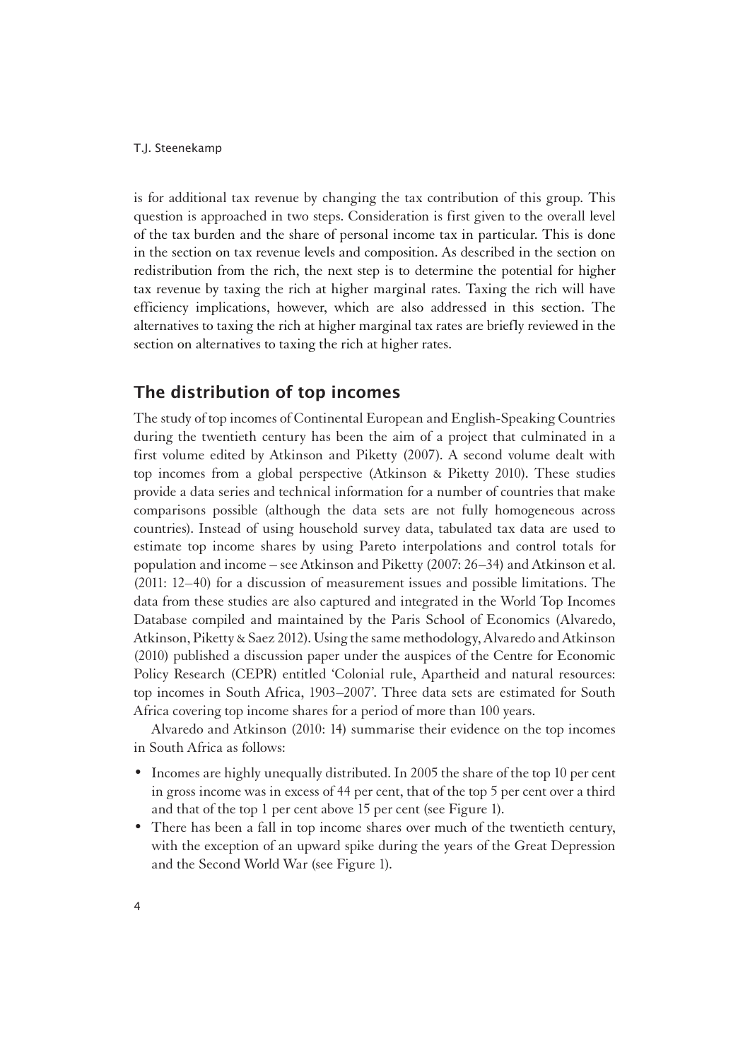is for additional tax revenue by changing the tax contribution of this group. This question is approached in two steps. Consideration is first given to the overall level of the tax burden and the share of personal income tax in particular. This is done in the section on tax revenue levels and composition. As described in the section on redistribution from the rich, the next step is to determine the potential for higher tax revenue by taxing the rich at higher marginal rates. Taxing the rich will have efficiency implications, however, which are also addressed in this section. The alternatives to taxing the rich at higher marginal tax rates are briefly reviewed in the section on alternatives to taxing the rich at higher rates.

## The distribution of top incomes

The study of top incomes of Continental European and English-Speaking Countries during the twentieth century has been the aim of a project that culminated in a first volume edited by Atkinson and Piketty (2007). A second volume dealt with top incomes from a global perspective (Atkinson & Piketty 2010). These studies provide a data series and technical information for a number of countries that make comparisons possible (although the data sets are not fully homogeneous across countries). Instead of using household survey data, tabulated tax data are used to estimate top income shares by using Pareto interpolations and control totals for population and income – see Atkinson and Piketty (2007: 26–34) and Atkinson et al. (2011: 12–40) for a discussion of measurement issues and possible limitations. The data from these studies are also captured and integrated in the World Top Incomes Database compiled and maintained by the Paris School of Economics (Alvaredo, Atkinson, Piketty & Saez 2012). Using the same methodology, Alvaredo and Atkinson (2010) published a discussion paper under the auspices of the Centre for Economic Policy Research (CEPR) entitled 'Colonial rule, Apartheid and natural resources: top incomes in South Africa, 1903–2007'. Three data sets are estimated for South Africa covering top income shares for a period of more than 100 years.

Alvaredo and Atkinson (2010: 14) summarise their evidence on the top incomes in South Africa as follows:

- Incomes are highly unequally distributed. In 2005 the share of the top 10 per cent in gross income was in excess of 44 per cent, that of the top 5 per cent over a third and that of the top 1 per cent above 15 per cent (see Figure 1).
- There has been a fall in top income shares over much of the twentieth century, with the exception of an upward spike during the years of the Great Depression and the Second World War (see Figure 1).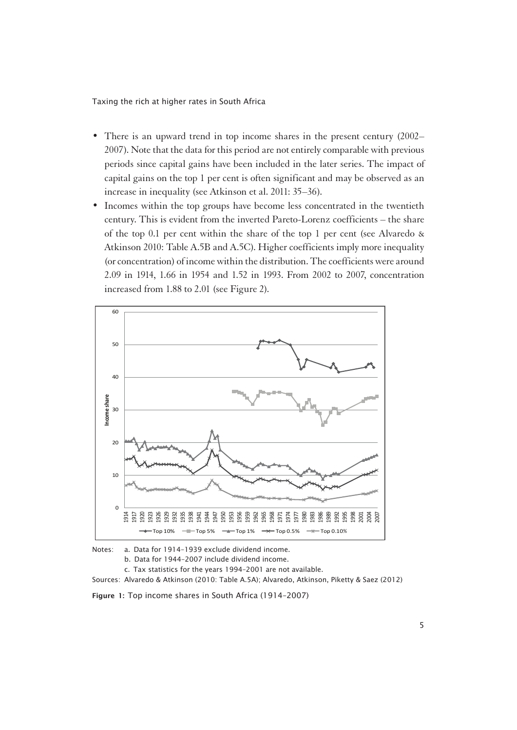- There is an upward trend in top income shares in the present century (2002–2007). Note that the data for this period are not entirely comparable with previous periods since capital gains have been included in the later series. The impact of capital gains on the top 1 per cent is often significant and may be observed as an increase in inequality (see Atkinson et al. 2011: 35–36).
- Incomes within the top groups have become less concentrated in the twentieth century. This is evident from the inverted Pareto-Lorenz coefficients – the share of the top 0.1 per cent within the share of the top 1 per cent (see Alvaredo & Atkinson 2010: Table A.5B and A.5C). Higher coefficients imply more inequality (or concentration) of income within the distribution. The coefficients were around 2.09 in 1914, 1.66 in 1954 and 1.52 in 1993. From 2002 to 2007, concentration increased from 1.88 to 2.01 (see Figure 2).

Notes: a. Data for 1914–1939 exclude dividend income.
b. Data for 1944–2007 include dividend income.
c. Tax statistics for the years 1994–2001 are not available.

Sources: Alvaredo & Atkinson (2010: Table A.5A); Alvaredo, Atkinson, Piketty & Saez (2012)

**Figure 1:** Top income shares in South Africa (1914–2007)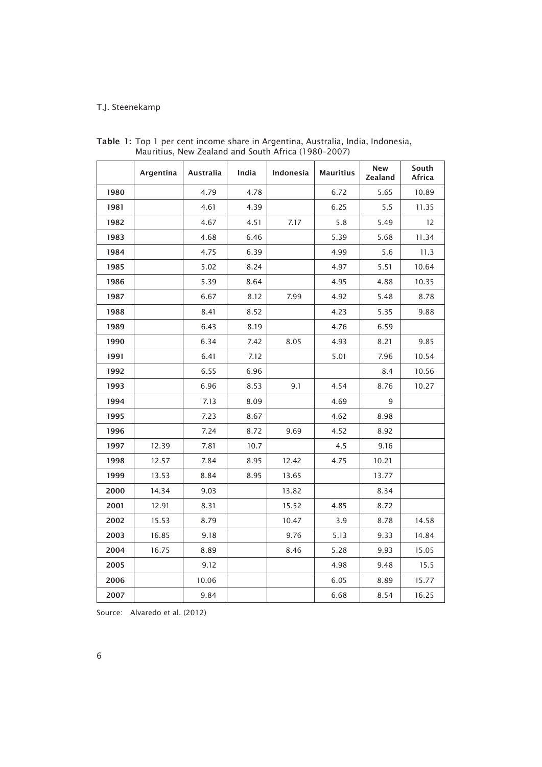**Table 1:** Top 1 per cent income share in Argentina, Australia, India, Indonesia, Mauritius, New Zealand and South Africa (1980–2007)

| | Argentina | Australia | India | Indonesia | Mauritius | New Zealand | South Africa |
|---|---|---|---|---|---|---|---|
| 1980 | | 4.79 | 4.78 | | 6.72 | 5.65 | 10.89 |
| 1981 | | 4.61 | 4.39 | | 6.25 | 5.5 | 11.35 |
| 1982 | | 4.67 | 4.51 | 7.17 | 5.8 | 5.49 | 12 |
| 1983 | | 4.68 | 6.46 | | 5.39 | 5.68 | 11.34 |
| 1984 | | 4.75 | 6.39 | | 4.99 | 5.6 | 11.3 |
| 1985 | | 5.02 | 8.24 | | 4.97 | 5.51 | 10.64 |
| 1986 | | 5.39 | 8.64 | | 4.95 | 4.88 | 10.35 |
| 1987 | | 6.67 | 8.12 | 7.99 | 4.92 | 5.48 | 8.78 |
| 1988 | | 8.41 | 8.52 | | 4.23 | 5.35 | 9.88 |
| 1989 | | 6.43 | 8.19 | | 4.76 | 6.59 | |
| 1990 | | 6.34 | 7.42 | 8.05 | 4.93 | 8.21 | 9.85 |
| 1991 | | 6.41 | 7.12 | | 5.01 | 7.96 | 10.54 |
| 1992 | | 6.55 | 6.96 | | | 8.4 | 10.56 |
| 1993 | | 6.96 | 8.53 | 9.1 | 4.54 | 8.76 | 10.27 |
| 1994 | | 7.13 | 8.09 | | 4.69 | 9 | |
| 1995 | | 7.23 | 8.67 | | 4.62 | 8.98 | |
| 1996 | | 7.24 | 8.72 | 9.69 | 4.52 | 8.92 | |
| 1997 | 12.39 | 7.81 | 10.7 | | 4.5 | 9.16 | |
| 1998 | 12.57 | 7.84 | 8.95 | 12.42 | 4.75 | 10.21 | |
| 1999 | 13.53 | 8.84 | 8.95 | 13.65 | | 13.77 | |
| 2000 | 14.34 | 9.03 | | 13.82 | | 8.34 | |
| 2001 | 12.91 | 8.31 | | 15.52 | 4.85 | 8.72 | |
| 2002 | 15.53 | 8.79 | | 10.47 | 3.9 | 8.78 | 14.58 |
| 2003 | 16.85 | 9.18 | | 9.76 | 5.13 | 9.33 | 14.84 |
| 2004 | 16.75 | 8.89 | | 8.46 | 5.28 | 9.93 | 15.05 |
| 2005 | | 9.12 | | | 4.98 | 9.48 | 15.5 |
| 2006 | | 10.06 | | | 6.05 | 8.89 | 15.77 |
| 2007 | | 9.84 | | | 6.68 | 8.54 | 16.25 |

Source: Alvaredo et al. (2012)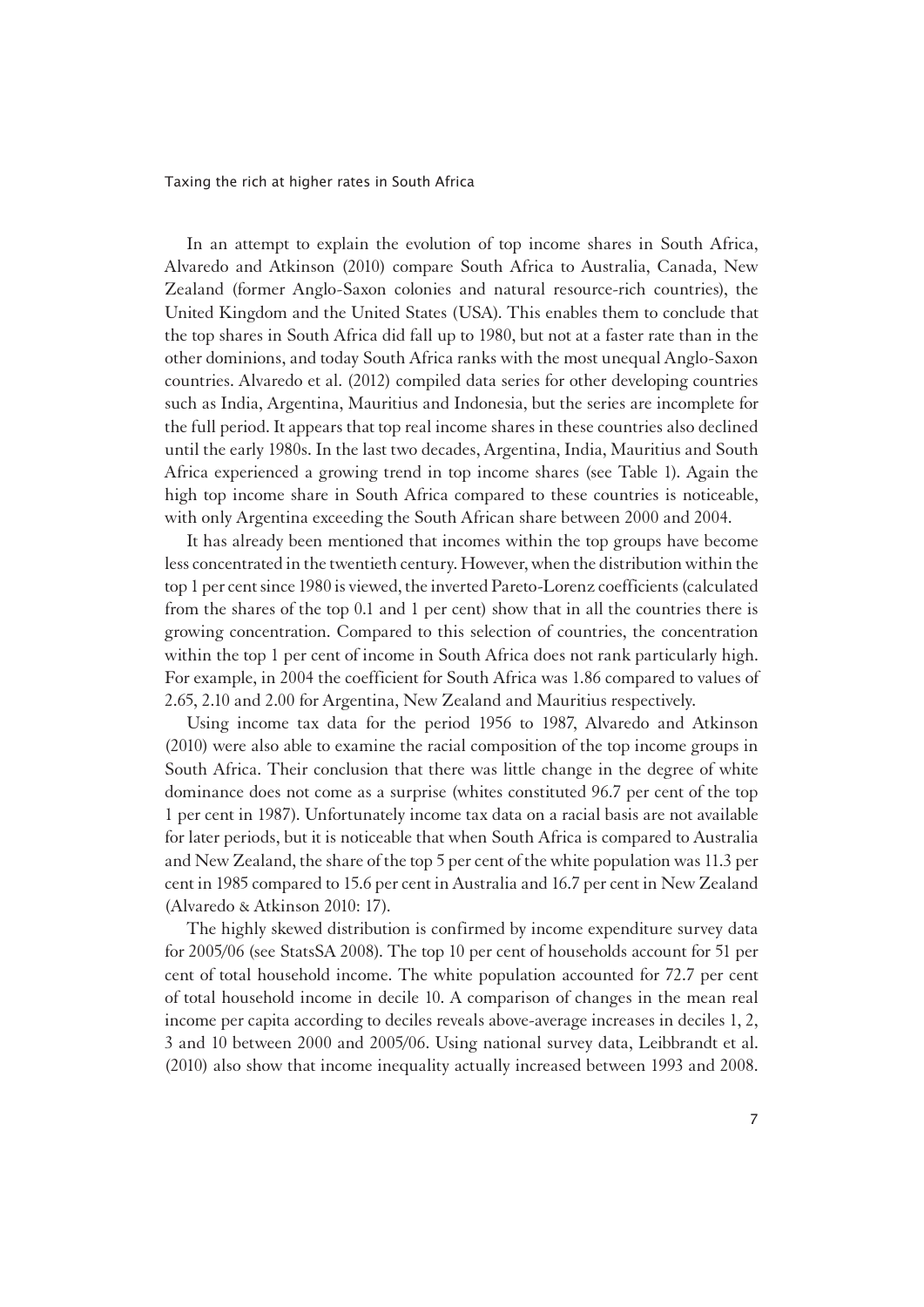In an attempt to explain the evolution of top income shares in South Africa, Alvaredo and Atkinson (2010) compare South Africa to Australia, Canada, New Zealand (former Anglo-Saxon colonies and natural resource-rich countries), the United Kingdom and the United States (USA). This enables them to conclude that the top shares in South Africa did fall up to 1980, but not at a faster rate than in the other dominions, and today South Africa ranks with the most unequal Anglo-Saxon countries. Alvaredo et al. (2012) compiled data series for other developing countries such as India, Argentina, Mauritius and Indonesia, but the series are incomplete for the full period. It appears that top real income shares in these countries also declined until the early 1980s. In the last two decades, Argentina, India, Mauritius and South Africa experienced a growing trend in top income shares (see Table 1). Again the high top income share in South Africa compared to these countries is noticeable, with only Argentina exceeding the South African share between 2000 and 2004.

It has already been mentioned that incomes within the top groups have become less concentrated in the twentieth century. However, when the distribution within the top 1 per cent since 1980 is viewed, the inverted Pareto-Lorenz coefficients (calculated from the shares of the top 0.1 and 1 per cent) show that in all the countries there is growing concentration. Compared to this selection of countries, the concentration within the top 1 per cent of income in South Africa does not rank particularly high. For example, in 2004 the coefficient for South Africa was 1.86 compared to values of 2.65, 2.10 and 2.00 for Argentina, New Zealand and Mauritius respectively.

Using income tax data for the period 1956 to 1987, Alvaredo and Atkinson (2010) were also able to examine the racial composition of the top income groups in South Africa. Their conclusion that there was little change in the degree of white dominance does not come as a surprise (whites constituted 96.7 per cent of the top 1 per cent in 1987). Unfortunately income tax data on a racial basis are not available for later periods, but it is noticeable that when South Africa is compared to Australia and New Zealand, the share of the top 5 per cent of the white population was 11.3 per cent in 1985 compared to 15.6 per cent in Australia and 16.7 per cent in New Zealand (Alvaredo & Atkinson 2010: 17).

The highly skewed distribution is confirmed by income expenditure survey data for 2005/06 (see StatsSA 2008). The top 10 per cent of households account for 51 per cent of total household income. The white population accounted for 72.7 per cent of total household income in decile 10. A comparison of changes in the mean real income per capita according to deciles reveals above-average increases in deciles 1, 2, 3 and 10 between 2000 and 2005/06. Using national survey data, Leibbrandt et al. (2010) also show that income inequality actually increased between 1993 and 2008.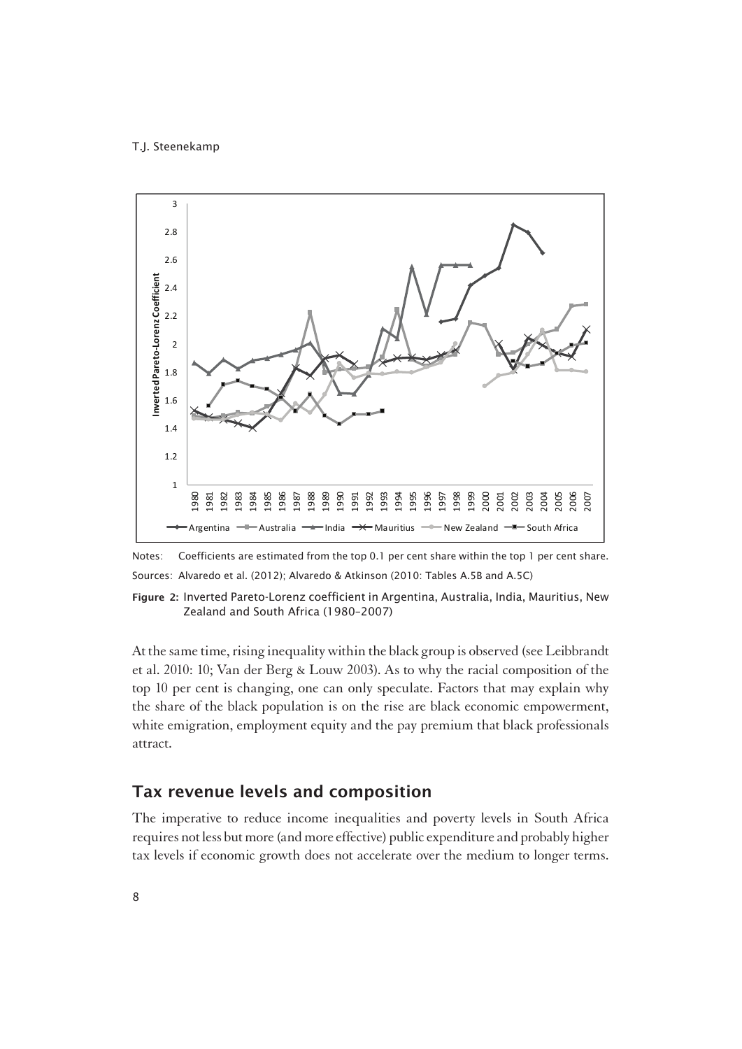Notes: Coefficients are estimated from the top 0.1 per cent share within the top 1 per cent share.

Sources: Alvaredo et al. (2012); Alvaredo & Atkinson (2010: Tables A.5B and A.5C)

**Figure 2:** Inverted Pareto-Lorenz coefficient in Argentina, Australia, India, Mauritius, New Zealand and South Africa (1980–2007)

At the same time, rising inequality within the black group is observed (see Leibbrandt et al. 2010: 10; Van der Berg & Louw 2003). As to why the racial composition of the top 10 per cent is changing, one can only speculate. Factors that may explain why the share of the black population is on the rise are black economic empowerment, white emigration, employment equity and the pay premium that black professionals attract.

## Tax revenue levels and composition

The imperative to reduce income inequalities and poverty levels in South Africa requires not less but more (and more effective) public expenditure and probably higher tax levels if economic growth does not accelerate over the medium to longer terms.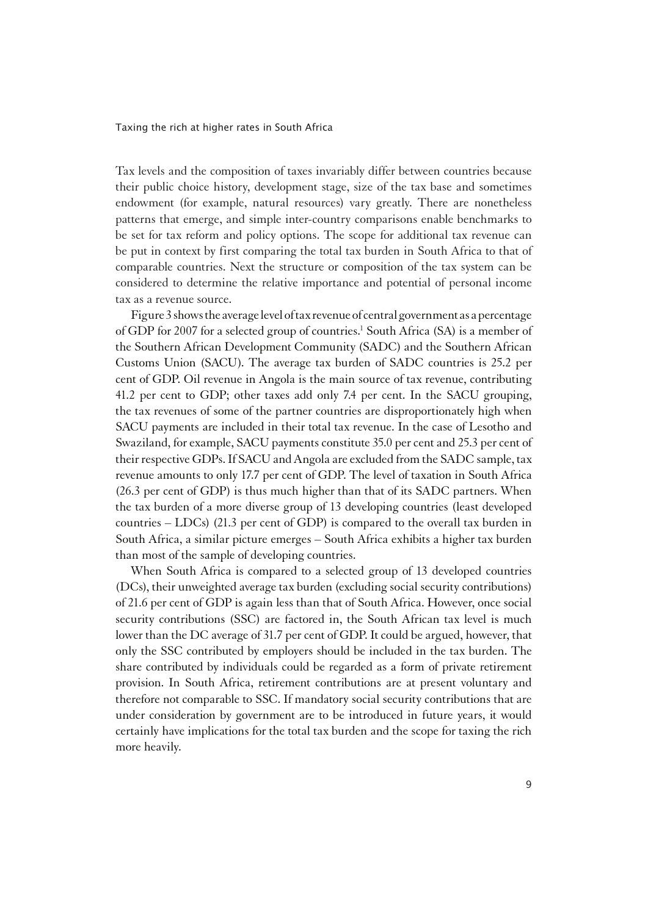Tax levels and the composition of taxes invariably differ between countries because their public choice history, development stage, size of the tax base and sometimes endowment (for example, natural resources) vary greatly. There are nonetheless patterns that emerge, and simple inter-country comparisons enable benchmarks to be set for tax reform and policy options. The scope for additional tax revenue can be put in context by first comparing the total tax burden in South Africa to that of comparable countries. Next the structure or composition of the tax system can be considered to determine the relative importance and potential of personal income tax as a revenue source.

Figure 3 shows the average level of tax revenue of central government as a percentage of GDP for 2007 for a selected group of countries.[1] South Africa (SA) is a member of the Southern African Development Community (SADC) and the Southern African Customs Union (SACU). The average tax burden of SADC countries is 25.2 per cent of GDP. Oil revenue in Angola is the main source of tax revenue, contributing 41.2 per cent to GDP; other taxes add only 7.4 per cent. In the SACU grouping, the tax revenues of some of the partner countries are disproportionately high when SACU payments are included in their total tax revenue. In the case of Lesotho and Swaziland, for example, SACU payments constitute 35.0 per cent and 25.3 per cent of their respective GDPs. If SACU and Angola are excluded from the SADC sample, tax revenue amounts to only 17.7 per cent of GDP. The level of taxation in South Africa (26.3 per cent of GDP) is thus much higher than that of its SADC partners. When the tax burden of a more diverse group of 13 developing countries (least developed countries – LDCs) (21.3 per cent of GDP) is compared to the overall tax burden in South Africa, a similar picture emerges – South Africa exhibits a higher tax burden than most of the sample of developing countries.

When South Africa is compared to a selected group of 13 developed countries (DCs), their unweighted average tax burden (excluding social security contributions) of 21.6 per cent of GDP is again less than that of South Africa. However, once social security contributions (SSC) are factored in, the South African tax level is much lower than the DC average of 31.7 per cent of GDP. It could be argued, however, that only the SSC contributed by employers should be included in the tax burden. The share contributed by individuals could be regarded as a form of private retirement provision. In South Africa, retirement contributions are at present voluntary and therefore not comparable to SSC. If mandatory social security contributions that are under consideration by government are to be introduced in future years, it would certainly have implications for the total tax burden and the scope for taxing the rich more heavily.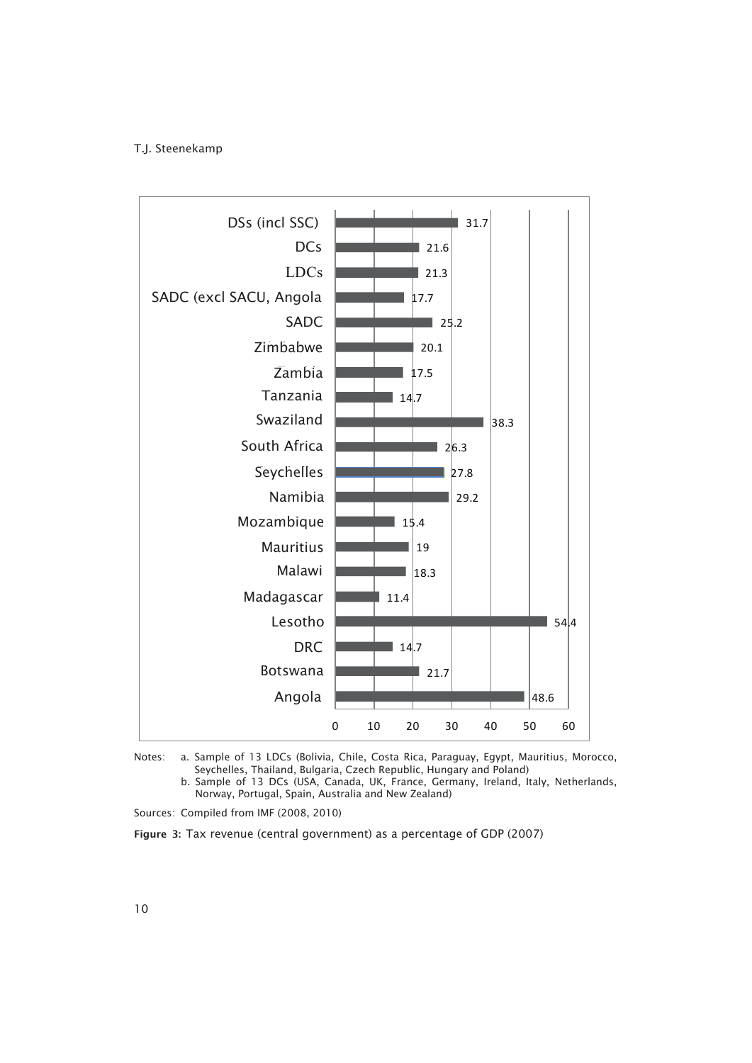| Country/Group | Tax revenue (% of GDP) |
|---|---|
| DSs (incl SSC) | 31.7 |
| DCs | 21.6 |
| LDCs | 21.3 |
| SADC (excl SACU, Angola | 17.7 |
| SADC | 25.2 |
| Zimbabwe | 20.1 |
| Zambia | 17.5 |
| Tanzania | 14.7 |
| Swaziland | 38.3 |
| South Africa | 26.3 |
| Seychelles | 27.8 |
| Namibia | 29.2 |
| Mozambique | 15.4 |
| Mauritius | 19 |
| Malawi | 18.3 |
| Madagascar | 11.4 |
| Lesotho | 54.4 |
| DRC | 14.7 |
| Botswana | 21.7 |
| Angola | 48.6 |

Notes: a. Sample of 13 LDCs (Bolivia, Chile, Costa Rica, Paraguay, Egypt, Mauritius, Morocco, Seychelles, Thailand, Bulgaria, Czech Republic, Hungary and Poland)
b. Sample of 13 DCs (USA, Canada, UK, France, Germany, Ireland, Italy, Netherlands, Norway, Portugal, Spain, Australia and New Zealand)

Sources: Compiled from IMF (2008, 2010)

**Figure 3:** Tax revenue (central government) as a percentage of GDP (2007)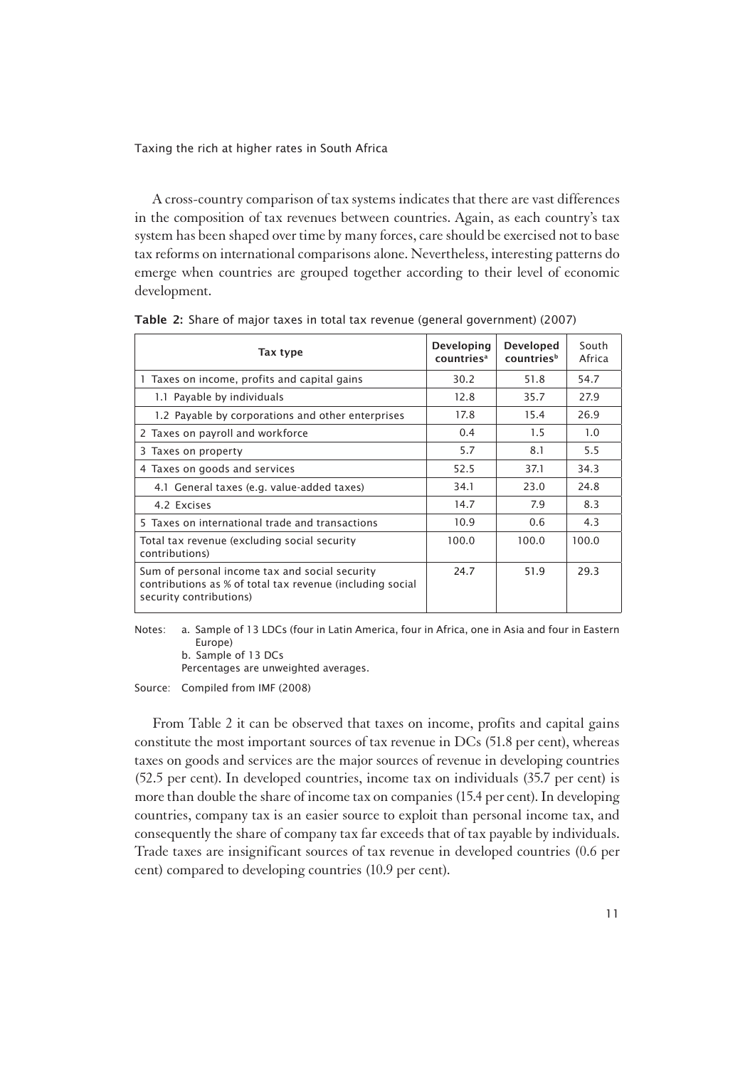A cross-country comparison of tax systems indicates that there are vast differences in the composition of tax revenues between countries. Again, as each country's tax system has been shaped over time by many forces, care should be exercised not to base tax reforms on international comparisons alone. Nevertheless, interesting patterns do emerge when countries are grouped together according to their level of economic development.

**Table 2:** Share of major taxes in total tax revenue (general government) (2007)

| Tax type | Developing countries[a] | Developed countries[b] | South Africa |
|---|---|---|---|
| 1 Taxes on income, profits and capital gains | 30.2 | 51.8 | 54.7 |
| 1.1 Payable by individuals | 12.8 | 35.7 | 27.9 |
| 1.2 Payable by corporations and other enterprises | 17.8 | 15.4 | 26.9 |
| 2 Taxes on payroll and workforce | 0.4 | 1.5 | 1.0 |
| 3 Taxes on property | 5.7 | 8.1 | 5.5 |
| 4 Taxes on goods and services | 52.5 | 37.1 | 34.3 |
| 4.1 General taxes (e.g. value-added taxes) | 34.1 | 23.0 | 24.8 |
| 4.2 Excises | 14.7 | 7.9 | 8.3 |
| 5 Taxes on international trade and transactions | 10.9 | 0.6 | 4.3 |
| Total tax revenue (excluding social security contributions) | 100.0 | 100.0 | 100.0 |
| Sum of personal income tax and social security contributions as % of total tax revenue (including social security contributions) | 24.7 | 51.9 | 29.3 |

Notes: a. Sample of 13 LDCs (four in Latin America, four in Africa, one in Asia and four in Eastern Europe)
b. Sample of 13 DCs
Percentages are unweighted averages.

Source: Compiled from IMF (2008)

From Table 2 it can be observed that taxes on income, profits and capital gains constitute the most important sources of tax revenue in DCs (51.8 per cent), whereas taxes on goods and services are the major sources of revenue in developing countries (52.5 per cent). In developed countries, income tax on individuals (35.7 per cent) is more than double the share of income tax on companies (15.4 per cent). In developing countries, company tax is an easier source to exploit than personal income tax, and consequently the share of company tax far exceeds that of tax payable by individuals. Trade taxes are insignificant sources of tax revenue in developed countries (0.6 per cent) compared to developing countries (10.9 per cent).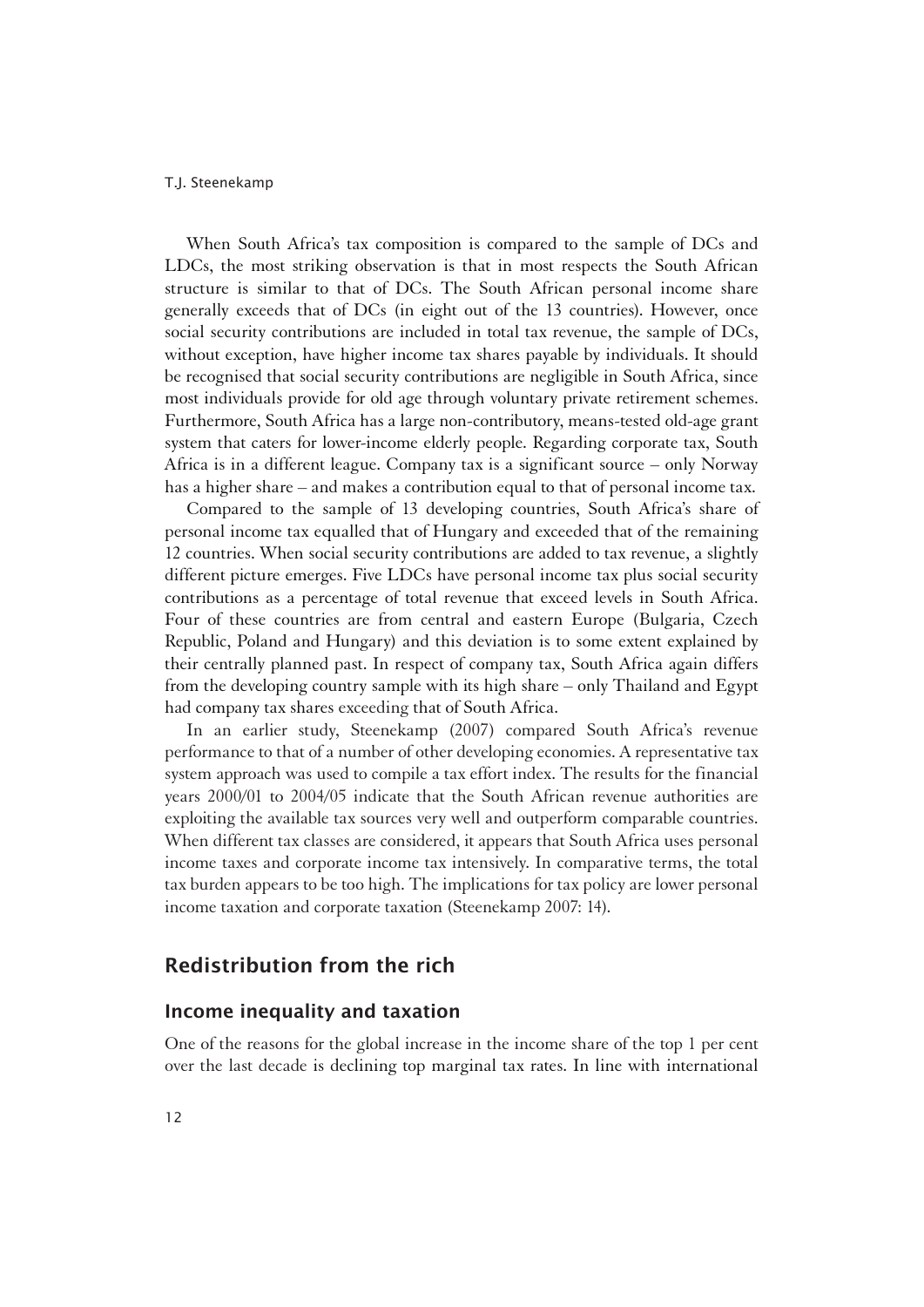When South Africa's tax composition is compared to the sample of DCs and LDCs, the most striking observation is that in most respects the South African structure is similar to that of DCs. The South African personal income share generally exceeds that of DCs (in eight out of the 13 countries). However, once social security contributions are included in total tax revenue, the sample of DCs, without exception, have higher income tax shares payable by individuals. It should be recognised that social security contributions are negligible in South Africa, since most individuals provide for old age through voluntary private retirement schemes. Furthermore, South Africa has a large non-contributory, means-tested old-age grant system that caters for lower-income elderly people. Regarding corporate tax, South Africa is in a different league. Company tax is a significant source – only Norway has a higher share – and makes a contribution equal to that of personal income tax.

Compared to the sample of 13 developing countries, South Africa's share of personal income tax equalled that of Hungary and exceeded that of the remaining 12 countries. When social security contributions are added to tax revenue, a slightly different picture emerges. Five LDCs have personal income tax plus social security contributions as a percentage of total revenue that exceed levels in South Africa. Four of these countries are from central and eastern Europe (Bulgaria, Czech Republic, Poland and Hungary) and this deviation is to some extent explained by their centrally planned past. In respect of company tax, South Africa again differs from the developing country sample with its high share – only Thailand and Egypt had company tax shares exceeding that of South Africa.

In an earlier study, Steenekamp (2007) compared South Africa's revenue performance to that of a number of other developing economies. A representative tax system approach was used to compile a tax effort index. The results for the financial years 2000/01 to 2004/05 indicate that the South African revenue authorities are exploiting the available tax sources very well and outperform comparable countries. When different tax classes are considered, it appears that South Africa uses personal income taxes and corporate income tax intensively. In comparative terms, the total tax burden appears to be too high. The implications for tax policy are lower personal income taxation and corporate taxation (Steenekamp 2007: 14).

## Redistribution from the rich

### Income inequality and taxation

One of the reasons for the global increase in the income share of the top 1 per cent over the last decade is declining top marginal tax rates. In line with international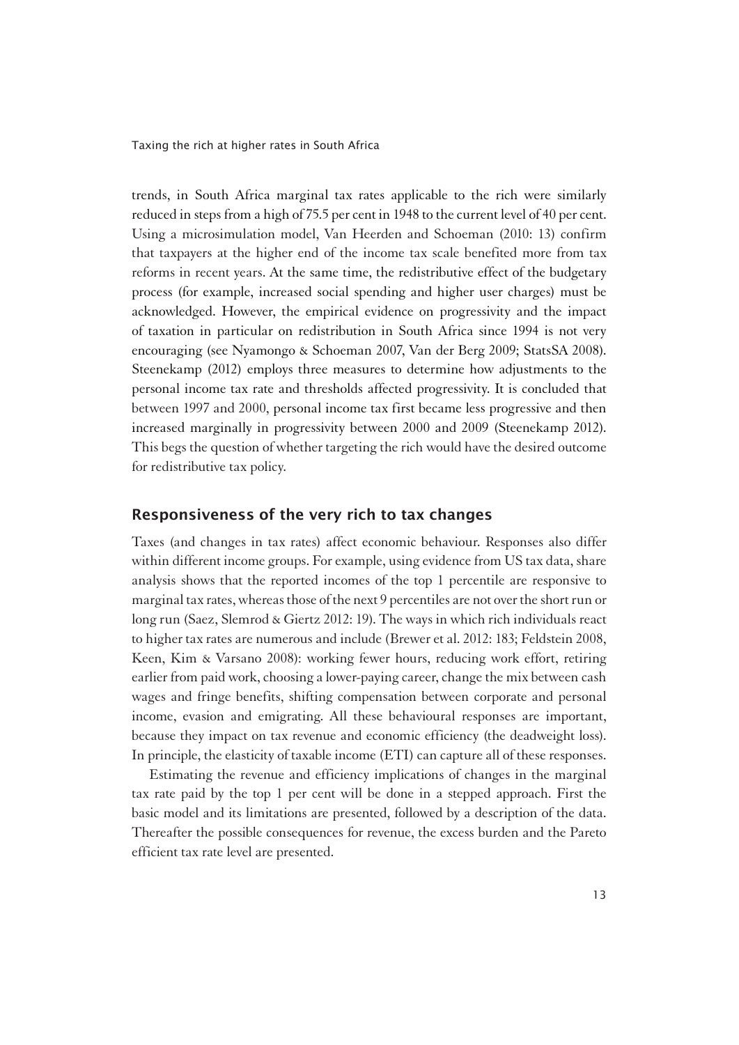trends, in South Africa marginal tax rates applicable to the rich were similarly reduced in steps from a high of 75.5 per cent in 1948 to the current level of 40 per cent. Using a microsimulation model, Van Heerden and Schoeman (2010: 13) confirm that taxpayers at the higher end of the income tax scale benefited more from tax reforms in recent years. At the same time, the redistributive effect of the budgetary process (for example, increased social spending and higher user charges) must be acknowledged. However, the empirical evidence on progressivity and the impact of taxation in particular on redistribution in South Africa since 1994 is not very encouraging (see Nyamongo & Schoeman 2007, Van der Berg 2009; StatsSA 2008). Steenekamp (2012) employs three measures to determine how adjustments to the personal income tax rate and thresholds affected progressivity. It is concluded that between 1997 and 2000, personal income tax first became less progressive and then increased marginally in progressivity between 2000 and 2009 (Steenekamp 2012). This begs the question of whether targeting the rich would have the desired outcome for redistributive tax policy.

## Responsiveness of the very rich to tax changes

Taxes (and changes in tax rates) affect economic behaviour. Responses also differ within different income groups. For example, using evidence from US tax data, share analysis shows that the reported incomes of the top 1 percentile are responsive to marginal tax rates, whereas those of the next 9 percentiles are not over the short run or long run (Saez, Slemrod & Giertz 2012: 19). The ways in which rich individuals react to higher tax rates are numerous and include (Brewer et al. 2012: 183; Feldstein 2008, Keen, Kim & Varsano 2008): working fewer hours, reducing work effort, retiring earlier from paid work, choosing a lower-paying career, change the mix between cash wages and fringe benefits, shifting compensation between corporate and personal income, evasion and emigrating. All these behavioural responses are important, because they impact on tax revenue and economic efficiency (the deadweight loss). In principle, the elasticity of taxable income (ETI) can capture all of these responses.

Estimating the revenue and efficiency implications of changes in the marginal tax rate paid by the top 1 per cent will be done in a stepped approach. First the basic model and its limitations are presented, followed by a description of the data. Thereafter the possible consequences for revenue, the excess burden and the Pareto efficient tax rate level are presented.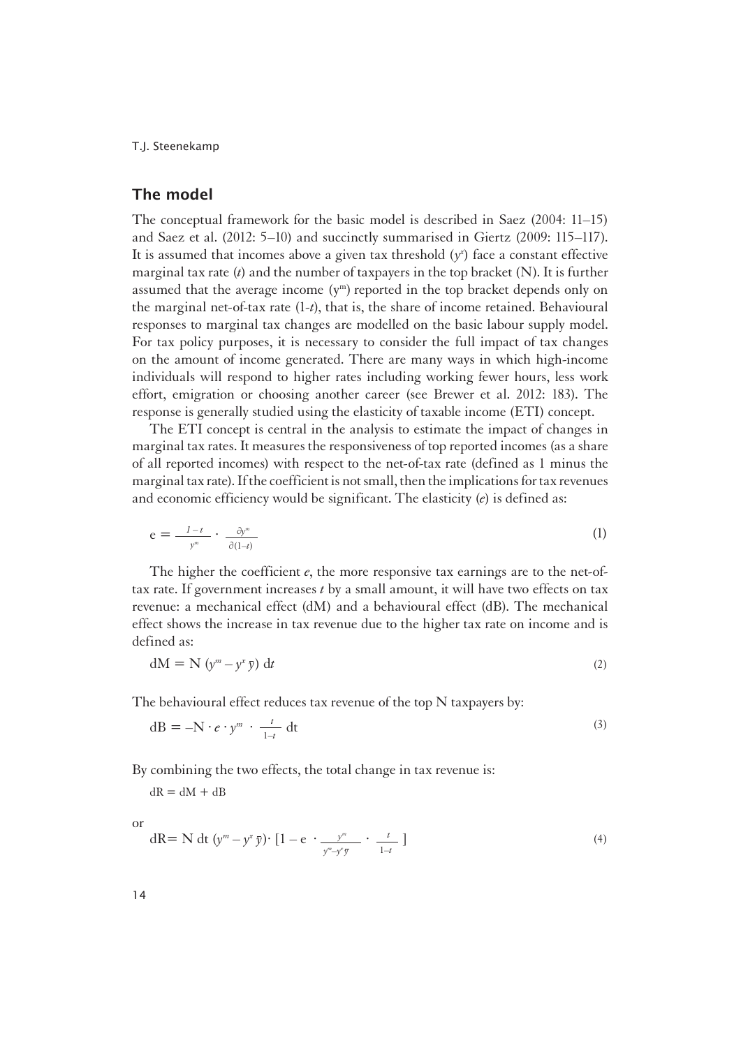## The model

The conceptual framework for the basic model is described in Saez (2004: 11–15) and Saez et al. (2012: 5–10) and succinctly summarised in Giertz (2009: 115–117). It is assumed that incomes above a given tax threshold ($y^x$) face a constant effective marginal tax rate ($t$) and the number of taxpayers in the top bracket (N). It is further assumed that the average income ($y^m$) reported in the top bracket depends only on the marginal net-of-tax rate (1-$t$), that is, the share of income retained. Behavioural responses to marginal tax changes are modelled on the basic labour supply model. For tax policy purposes, it is necessary to consider the full impact of tax changes on the amount of income generated. There are many ways in which high-income individuals will respond to higher rates including working fewer hours, less work effort, emigration or choosing another career (see Brewer et al. 2012: 183). The response is generally studied using the elasticity of taxable income (ETI) concept.

The ETI concept is central in the analysis to estimate the impact of changes in marginal tax rates. It measures the responsiveness of top reported incomes (as a share of all reported incomes) with respect to the net-of-tax rate (defined as 1 minus the marginal tax rate). If the coefficient is not small, then the implications for tax revenues and economic efficiency would be significant. The elasticity ($e$) is defined as:

$$e = \frac{1-t}{y^m} \cdot \frac{\partial y^m}{\partial(1-t)} \tag{1}$$

The higher the coefficient $e$, the more responsive tax earnings are to the net-of-tax rate. If government increases $t$ by a small amount, it will have two effects on tax revenue: a mechanical effect (dM) and a behavioural effect (dB). The mechanical effect shows the increase in tax revenue due to the higher tax rate on income and is defined as:

$$\mathrm{dM} = \mathrm{N}\,(y^m - y^x\,\bar{y})\,\mathrm{d}t \tag{2}$$

The behavioural effect reduces tax revenue of the top N taxpayers by:

$$\mathrm{dB} = -\mathrm{N} \cdot e \cdot y^m \cdot \frac{t}{1-t}\,\mathrm{d}t \tag{3}$$

By combining the two effects, the total change in tax revenue is:

$$\mathrm{dR} = \mathrm{dM} + \mathrm{dB}$$

or

$$\mathrm{dR} = \mathrm{N}\,\mathrm{d}t\,(y^m - y^x\,\bar{y}) \cdot \left[1 - e \cdot \frac{y^m}{y^m - y^x\,\bar{y}} \cdot \frac{t}{1-t}\right] \tag{4}$$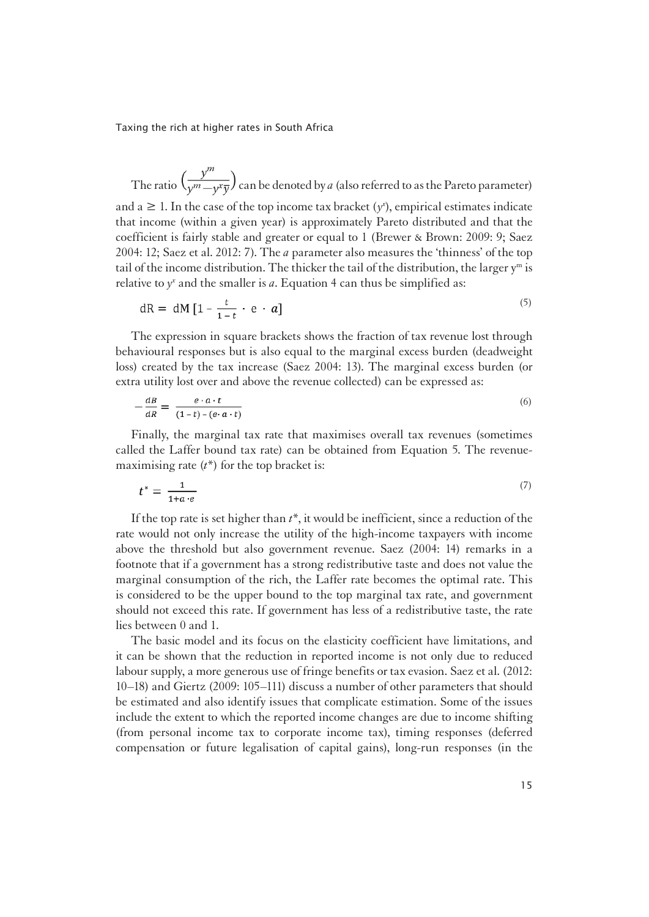The ratio $\left(\frac{y^m}{y^m - y^x \bar{y}}\right)$ can be denoted by *a* (also referred to as the Pareto parameter) and $a \geq 1$. In the case of the top income tax bracket ($y^x$), empirical estimates indicate that income (within a given year) is approximately Pareto distributed and that the coefficient is fairly stable and greater or equal to 1 (Brewer & Brown: 2009: 9; Saez 2004: 12; Saez et al. 2012: 7). The *a* parameter also measures the 'thinness' of the top tail of the income distribution. The thicker the tail of the distribution, the larger $y^m$ is relative to $y^x$ and the smaller is *a*. Equation 4 can thus be simplified as:

$$dR = dM\left[1 - \frac{t}{1-t} \cdot e \cdot a\right] \tag{5}$$

The expression in square brackets shows the fraction of tax revenue lost through behavioural responses but is also equal to the marginal excess burden (deadweight loss) created by the tax increase (Saez 2004: 13). The marginal excess burden (or extra utility lost over and above the revenue collected) can be expressed as:

$$-\frac{dB}{dR} = \frac{e \cdot a \cdot t}{(1-t) - (e \cdot a \cdot t)} \tag{6}$$

Finally, the marginal tax rate that maximises overall tax revenues (sometimes called the Laffer bound tax rate) can be obtained from Equation 5. The revenue-maximising rate ($t^*$) for the top bracket is:

$$t^* = \frac{1}{1 + a \cdot e} \tag{7}$$

If the top rate is set higher than $t^*$, it would be inefficient, since a reduction of the rate would not only increase the utility of the high-income taxpayers with income above the threshold but also government revenue. Saez (2004: 14) remarks in a footnote that if a government has a strong redistributive taste and does not value the marginal consumption of the rich, the Laffer rate becomes the optimal rate. This is considered to be the upper bound to the top marginal tax rate, and government should not exceed this rate. If government has less of a redistributive taste, the rate lies between 0 and 1.

The basic model and its focus on the elasticity coefficient have limitations, and it can be shown that the reduction in reported income is not only due to reduced labour supply, a more generous use of fringe benefits or tax evasion. Saez et al. (2012: 10–18) and Giertz (2009: 105–111) discuss a number of other parameters that should be estimated and also identify issues that complicate estimation. Some of the issues include the extent to which the reported income changes are due to income shifting (from personal income tax to corporate income tax), timing responses (deferred compensation or future legalisation of capital gains), long-run responses (in the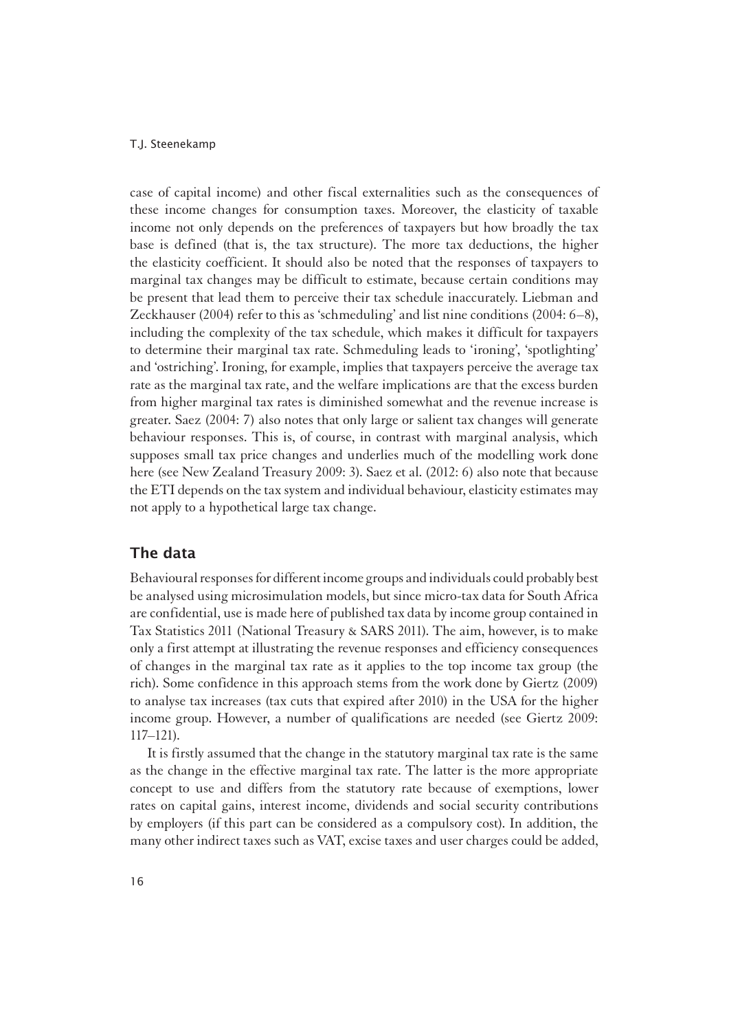case of capital income) and other fiscal externalities such as the consequences of these income changes for consumption taxes. Moreover, the elasticity of taxable income not only depends on the preferences of taxpayers but how broadly the tax base is defined (that is, the tax structure). The more tax deductions, the higher the elasticity coefficient. It should also be noted that the responses of taxpayers to marginal tax changes may be difficult to estimate, because certain conditions may be present that lead them to perceive their tax schedule inaccurately. Liebman and Zeckhauser (2004) refer to this as 'schmeduling' and list nine conditions (2004: 6–8), including the complexity of the tax schedule, which makes it difficult for taxpayers to determine their marginal tax rate. Schmeduling leads to 'ironing', 'spotlighting' and 'ostriching'. Ironing, for example, implies that taxpayers perceive the average tax rate as the marginal tax rate, and the welfare implications are that the excess burden from higher marginal tax rates is diminished somewhat and the revenue increase is greater. Saez (2004: 7) also notes that only large or salient tax changes will generate behaviour responses. This is, of course, in contrast with marginal analysis, which supposes small tax price changes and underlies much of the modelling work done here (see New Zealand Treasury 2009: 3). Saez et al. (2012: 6) also note that because the ETI depends on the tax system and individual behaviour, elasticity estimates may not apply to a hypothetical large tax change.

## The data

Behavioural responses for different income groups and individuals could probably best be analysed using microsimulation models, but since micro-tax data for South Africa are confidential, use is made here of published tax data by income group contained in Tax Statistics 2011 (National Treasury & SARS 2011). The aim, however, is to make only a first attempt at illustrating the revenue responses and efficiency consequences of changes in the marginal tax rate as it applies to the top income tax group (the rich). Some confidence in this approach stems from the work done by Giertz (2009) to analyse tax increases (tax cuts that expired after 2010) in the USA for the higher income group. However, a number of qualifications are needed (see Giertz 2009: 117–121).

It is firstly assumed that the change in the statutory marginal tax rate is the same as the change in the effective marginal tax rate. The latter is the more appropriate concept to use and differs from the statutory rate because of exemptions, lower rates on capital gains, interest income, dividends and social security contributions by employers (if this part can be considered as a compulsory cost). In addition, the many other indirect taxes such as VAT, excise taxes and user charges could be added,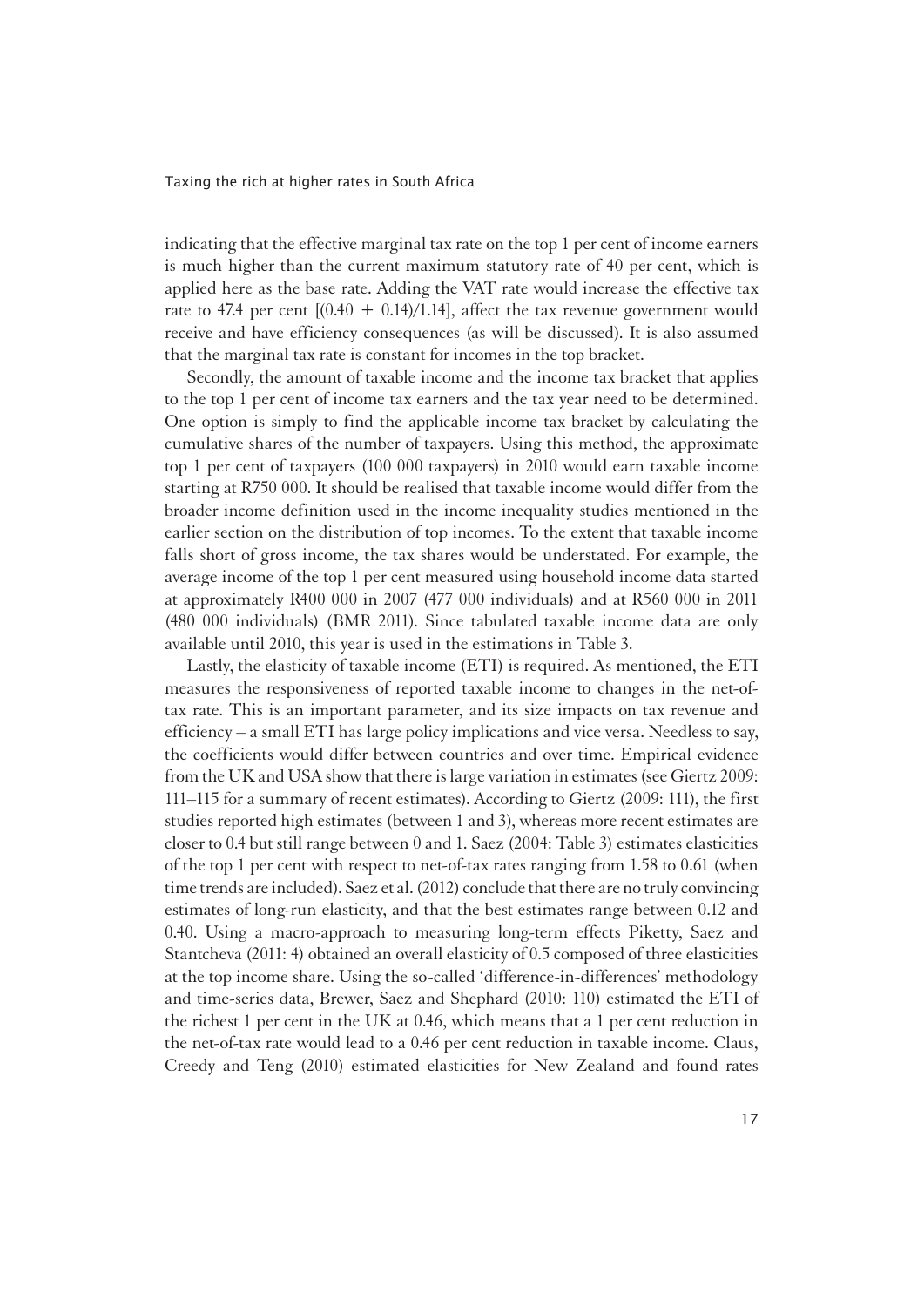indicating that the effective marginal tax rate on the top 1 per cent of income earners is much higher than the current maximum statutory rate of 40 per cent, which is applied here as the base rate. Adding the VAT rate would increase the effective tax rate to 47.4 per cent [(0.40 + 0.14)/1.14], affect the tax revenue government would receive and have efficiency consequences (as will be discussed). It is also assumed that the marginal tax rate is constant for incomes in the top bracket.

Secondly, the amount of taxable income and the income tax bracket that applies to the top 1 per cent of income tax earners and the tax year need to be determined. One option is simply to find the applicable income tax bracket by calculating the cumulative shares of the number of taxpayers. Using this method, the approximate top 1 per cent of taxpayers (100 000 taxpayers) in 2010 would earn taxable income starting at R750 000. It should be realised that taxable income would differ from the broader income definition used in the income inequality studies mentioned in the earlier section on the distribution of top incomes. To the extent that taxable income falls short of gross income, the tax shares would be understated. For example, the average income of the top 1 per cent measured using household income data started at approximately R400 000 in 2007 (477 000 individuals) and at R560 000 in 2011 (480 000 individuals) (BMR 2011). Since tabulated taxable income data are only available until 2010, this year is used in the estimations in Table 3.

Lastly, the elasticity of taxable income (ETI) is required. As mentioned, the ETI measures the responsiveness of reported taxable income to changes in the net-of-tax rate. This is an important parameter, and its size impacts on tax revenue and efficiency – a small ETI has large policy implications and vice versa. Needless to say, the coefficients would differ between countries and over time. Empirical evidence from the UK and USA show that there is large variation in estimates (see Giertz 2009: 111–115 for a summary of recent estimates). According to Giertz (2009: 111), the first studies reported high estimates (between 1 and 3), whereas more recent estimates are closer to 0.4 but still range between 0 and 1. Saez (2004: Table 3) estimates elasticities of the top 1 per cent with respect to net-of-tax rates ranging from 1.58 to 0.61 (when time trends are included). Saez et al. (2012) conclude that there are no truly convincing estimates of long-run elasticity, and that the best estimates range between 0.12 and 0.40. Using a macro-approach to measuring long-term effects Piketty, Saez and Stantcheva (2011: 4) obtained an overall elasticity of 0.5 composed of three elasticities at the top income share. Using the so-called 'difference-in-differences' methodology and time-series data, Brewer, Saez and Shephard (2010: 110) estimated the ETI of the richest 1 per cent in the UK at 0.46, which means that a 1 per cent reduction in the net-of-tax rate would lead to a 0.46 per cent reduction in taxable income. Claus, Creedy and Teng (2010) estimated elasticities for New Zealand and found rates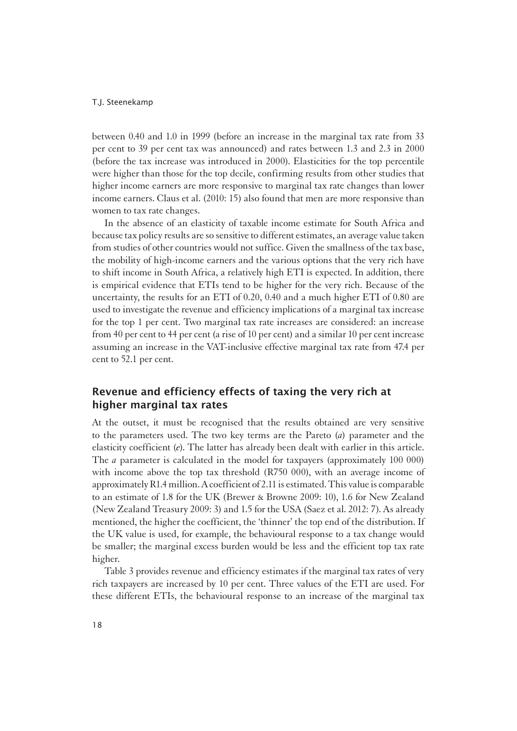between 0.40 and 1.0 in 1999 (before an increase in the marginal tax rate from 33 per cent to 39 per cent tax was announced) and rates between 1.3 and 2.3 in 2000 (before the tax increase was introduced in 2000). Elasticities for the top percentile were higher than those for the top decile, confirming results from other studies that higher income earners are more responsive to marginal tax rate changes than lower income earners. Claus et al. (2010: 15) also found that men are more responsive than women to tax rate changes.

In the absence of an elasticity of taxable income estimate for South Africa and because tax policy results are so sensitive to different estimates, an average value taken from studies of other countries would not suffice. Given the smallness of the tax base, the mobility of high-income earners and the various options that the very rich have to shift income in South Africa, a relatively high ETI is expected. In addition, there is empirical evidence that ETIs tend to be higher for the very rich. Because of the uncertainty, the results for an ETI of 0.20, 0.40 and a much higher ETI of 0.80 are used to investigate the revenue and efficiency implications of a marginal tax increase for the top 1 per cent. Two marginal tax rate increases are considered: an increase from 40 per cent to 44 per cent (a rise of 10 per cent) and a similar 10 per cent increase assuming an increase in the VAT-inclusive effective marginal tax rate from 47.4 per cent to 52.1 per cent.

## Revenue and efficiency effects of taxing the very rich at higher marginal tax rates

At the outset, it must be recognised that the results obtained are very sensitive to the parameters used. The two key terms are the Pareto ($a$) parameter and the elasticity coefficient ($e$). The latter has already been dealt with earlier in this article. The $a$ parameter is calculated in the model for taxpayers (approximately 100 000) with income above the top tax threshold (R750 000), with an average income of approximately R1.4 million. A coefficient of 2.11 is estimated. This value is comparable to an estimate of 1.8 for the UK (Brewer & Browne 2009: 10), 1.6 for New Zealand (New Zealand Treasury 2009: 3) and 1.5 for the USA (Saez et al. 2012: 7). As already mentioned, the higher the coefficient, the 'thinner' the top end of the distribution. If the UK value is used, for example, the behavioural response to a tax change would be smaller; the marginal excess burden would be less and the efficient top tax rate higher.

Table 3 provides revenue and efficiency estimates if the marginal tax rates of very rich taxpayers are increased by 10 per cent. Three values of the ETI are used. For these different ETIs, the behavioural response to an increase of the marginal tax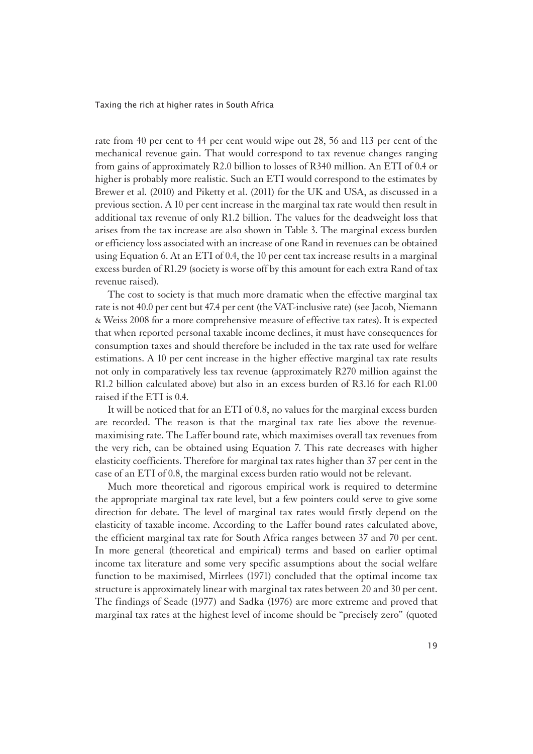rate from 40 per cent to 44 per cent would wipe out 28, 56 and 113 per cent of the mechanical revenue gain. That would correspond to tax revenue changes ranging from gains of approximately R2.0 billion to losses of R340 million. An ETI of 0.4 or higher is probably more realistic. Such an ETI would correspond to the estimates by Brewer et al. (2010) and Piketty et al. (2011) for the UK and USA, as discussed in a previous section. A 10 per cent increase in the marginal tax rate would then result in additional tax revenue of only R1.2 billion. The values for the deadweight loss that arises from the tax increase are also shown in Table 3. The marginal excess burden or efficiency loss associated with an increase of one Rand in revenues can be obtained using Equation 6. At an ETI of 0.4, the 10 per cent tax increase results in a marginal excess burden of R1.29 (society is worse off by this amount for each extra Rand of tax revenue raised).

The cost to society is that much more dramatic when the effective marginal tax rate is not 40.0 per cent but 47.4 per cent (the VAT-inclusive rate) (see Jacob, Niemann & Weiss 2008 for a more comprehensive measure of effective tax rates). It is expected that when reported personal taxable income declines, it must have consequences for consumption taxes and should therefore be included in the tax rate used for welfare estimations. A 10 per cent increase in the higher effective marginal tax rate results not only in comparatively less tax revenue (approximately R270 million against the R1.2 billion calculated above) but also in an excess burden of R3.16 for each R1.00 raised if the ETI is 0.4.

It will be noticed that for an ETI of 0.8, no values for the marginal excess burden are recorded. The reason is that the marginal tax rate lies above the revenue-maximising rate. The Laffer bound rate, which maximises overall tax revenues from the very rich, can be obtained using Equation 7. This rate decreases with higher elasticity coefficients. Therefore for marginal tax rates higher than 37 per cent in the case of an ETI of 0.8, the marginal excess burden ratio would not be relevant.

Much more theoretical and rigorous empirical work is required to determine the appropriate marginal tax rate level, but a few pointers could serve to give some direction for debate. The level of marginal tax rates would firstly depend on the elasticity of taxable income. According to the Laffer bound rates calculated above, the efficient marginal tax rate for South Africa ranges between 37 and 70 per cent. In more general (theoretical and empirical) terms and based on earlier optimal income tax literature and some very specific assumptions about the social welfare function to be maximised, Mirrlees (1971) concluded that the optimal income tax structure is approximately linear with marginal tax rates between 20 and 30 per cent. The findings of Seade (1977) and Sadka (1976) are more extreme and proved that marginal tax rates at the highest level of income should be "precisely zero" (quoted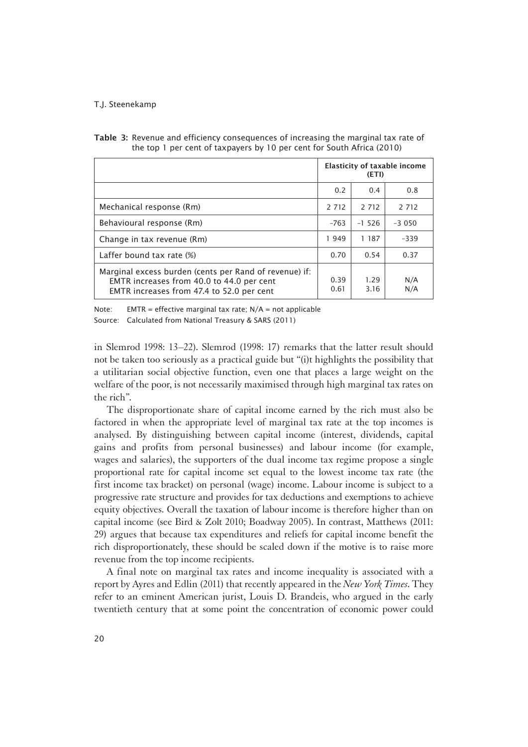**Table 3:** Revenue and efficiency consequences of increasing the marginal tax rate of the top 1 per cent of taxpayers by 10 per cent for South Africa (2010)

| | Elasticity of taxable income (ETI) | | |
|---|---|---|---|
| | 0.2 | 0.4 | 0.8 |
| Mechanical response (Rm) | 2 712 | 2 712 | 2 712 |
| Behavioural response (Rm) | –763 | –1 526 | –3 050 |
| Change in tax revenue (Rm) | 1 949 | 1 187 | –339 |
| Laffer bound tax rate (%) | 0.70 | 0.54 | 0.37 |
| Marginal excess burden (cents per Rand of revenue) if: EMTR increases from 40.0 to 44.0 per cent; EMTR increases from 47.4 to 52.0 per cent | 0.39; 0.61 | 1.29; 3.16 | N/A; N/A |

Note: EMTR = effective marginal tax rate; N/A = not applicable

Source: Calculated from National Treasury & SARS (2011)

in Slemrod 1998: 13–22). Slemrod (1998: 17) remarks that the latter result should not be taken too seriously as a practical guide but "(i)t highlights the possibility that a utilitarian social objective function, even one that places a large weight on the welfare of the poor, is not necessarily maximised through high marginal tax rates on the rich".

The disproportionate share of capital income earned by the rich must also be factored in when the appropriate level of marginal tax rate at the top incomes is analysed. By distinguishing between capital income (interest, dividends, capital gains and profits from personal businesses) and labour income (for example, wages and salaries), the supporters of the dual income tax regime propose a single proportional rate for capital income set equal to the lowest income tax rate (the first income tax bracket) on personal (wage) income. Labour income is subject to a progressive rate structure and provides for tax deductions and exemptions to achieve equity objectives. Overall the taxation of labour income is therefore higher than on capital income (see Bird & Zolt 2010; Boadway 2005). In contrast, Matthews (2011: 29) argues that because tax expenditures and reliefs for capital income benefit the rich disproportionately, these should be scaled down if the motive is to raise more revenue from the top income recipients.

A final note on marginal tax rates and income inequality is associated with a report by Ayres and Edlin (2011) that recently appeared in the *New York Times*. They refer to an eminent American jurist, Louis D. Brandeis, who argued in the early twentieth century that at some point the concentration of economic power could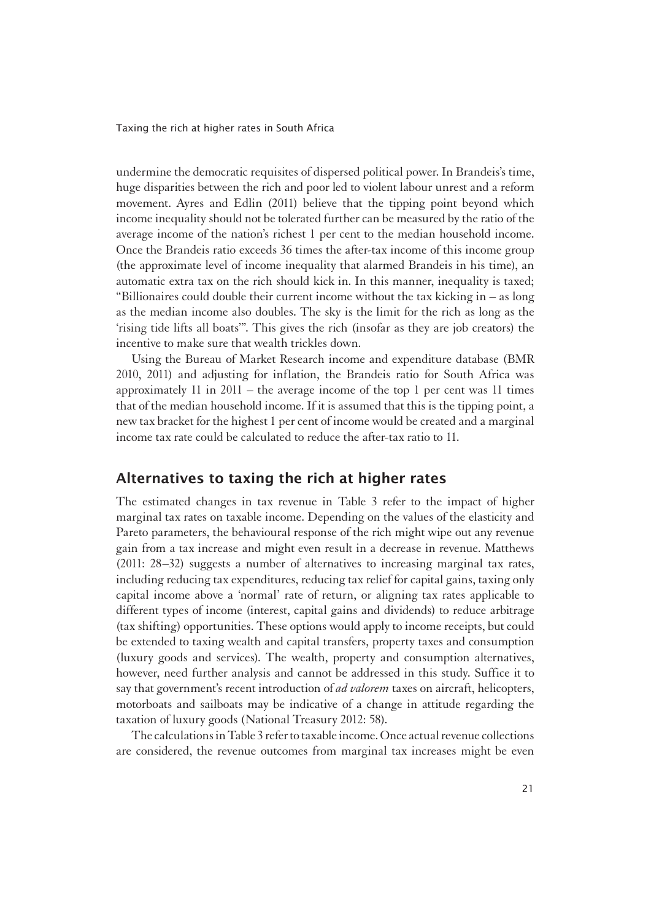undermine the democratic requisites of dispersed political power. In Brandeis's time, huge disparities between the rich and poor led to violent labour unrest and a reform movement. Ayres and Edlin (2011) believe that the tipping point beyond which income inequality should not be tolerated further can be measured by the ratio of the average income of the nation's richest 1 per cent to the median household income. Once the Brandeis ratio exceeds 36 times the after-tax income of this income group (the approximate level of income inequality that alarmed Brandeis in his time), an automatic extra tax on the rich should kick in. In this manner, inequality is taxed; "Billionaires could double their current income without the tax kicking in – as long as the median income also doubles. The sky is the limit for the rich as long as the 'rising tide lifts all boats'". This gives the rich (insofar as they are job creators) the incentive to make sure that wealth trickles down.

Using the Bureau of Market Research income and expenditure database (BMR 2010, 2011) and adjusting for inflation, the Brandeis ratio for South Africa was approximately 11 in 2011 – the average income of the top 1 per cent was 11 times that of the median household income. If it is assumed that this is the tipping point, a new tax bracket for the highest 1 per cent of income would be created and a marginal income tax rate could be calculated to reduce the after-tax ratio to 11.

## Alternatives to taxing the rich at higher rates

The estimated changes in tax revenue in Table 3 refer to the impact of higher marginal tax rates on taxable income. Depending on the values of the elasticity and Pareto parameters, the behavioural response of the rich might wipe out any revenue gain from a tax increase and might even result in a decrease in revenue. Matthews (2011: 28–32) suggests a number of alternatives to increasing marginal tax rates, including reducing tax expenditures, reducing tax relief for capital gains, taxing only capital income above a 'normal' rate of return, or aligning tax rates applicable to different types of income (interest, capital gains and dividends) to reduce arbitrage (tax shifting) opportunities. These options would apply to income receipts, but could be extended to taxing wealth and capital transfers, property taxes and consumption (luxury goods and services). The wealth, property and consumption alternatives, however, need further analysis and cannot be addressed in this study. Suffice it to say that government's recent introduction of *ad valorem* taxes on aircraft, helicopters, motorboats and sailboats may be indicative of a change in attitude regarding the taxation of luxury goods (National Treasury 2012: 58).

The calculations in Table 3 refer to taxable income. Once actual revenue collections are considered, the revenue outcomes from marginal tax increases might be even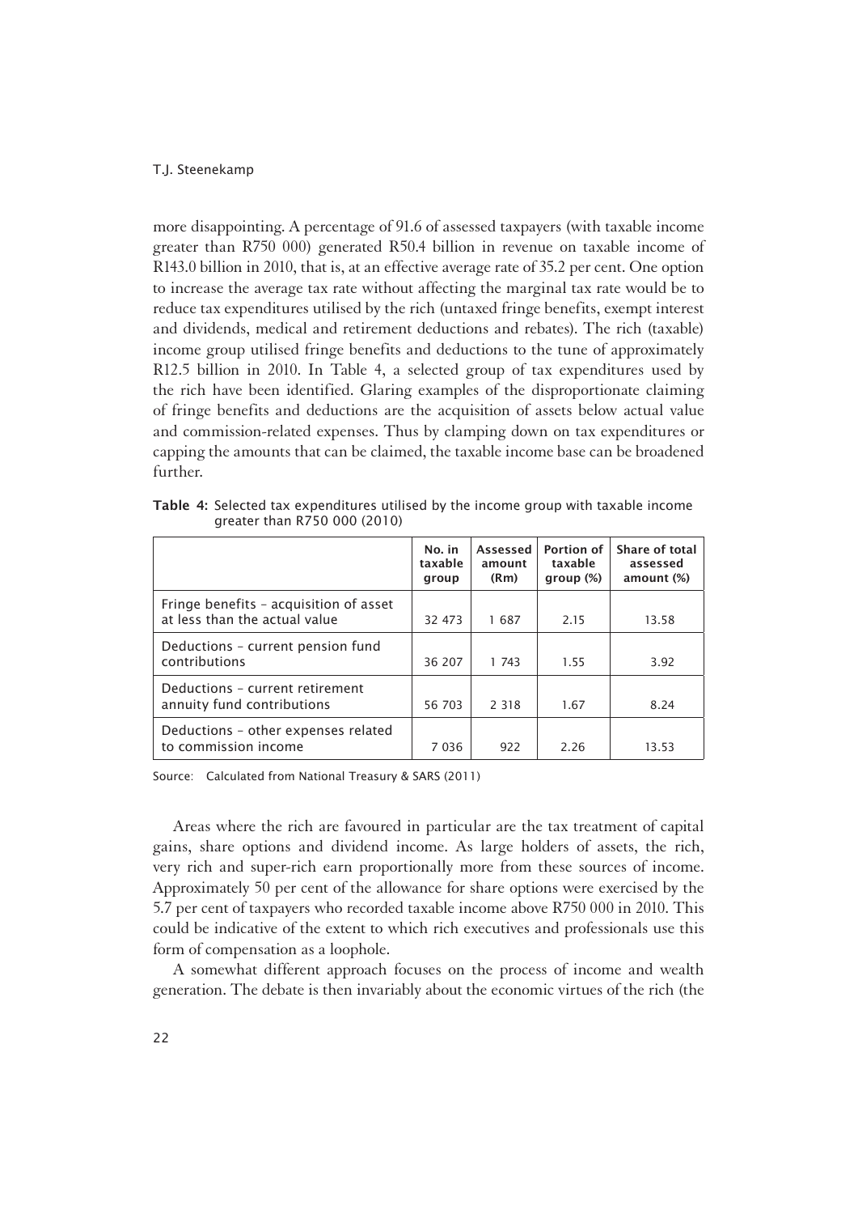more disappointing. A percentage of 91.6 of assessed taxpayers (with taxable income greater than R750 000) generated R50.4 billion in revenue on taxable income of R143.0 billion in 2010, that is, at an effective average rate of 35.2 per cent. One option to increase the average tax rate without affecting the marginal tax rate would be to reduce tax expenditures utilised by the rich (untaxed fringe benefits, exempt interest and dividends, medical and retirement deductions and rebates). The rich (taxable) income group utilised fringe benefits and deductions to the tune of approximately R12.5 billion in 2010. In Table 4, a selected group of tax expenditures used by the rich have been identified. Glaring examples of the disproportionate claiming of fringe benefits and deductions are the acquisition of assets below actual value and commission-related expenses. Thus by clamping down on tax expenditures or capping the amounts that can be claimed, the taxable income base can be broadened further.

**Table 4:** Selected tax expenditures utilised by the income group with taxable income greater than R750 000 (2010)

| | No. in taxable group | Assessed amount (Rm) | Portion of taxable group (%) | Share of total assessed amount (%) |
|---|---|---|---|---|
| Fringe benefits – acquisition of asset at less than the actual value | 32 473 | 1 687 | 2.15 | 13.58 |
| Deductions – current pension fund contributions | 36 207 | 1 743 | 1.55 | 3.92 |
| Deductions – current retirement annuity fund contributions | 56 703 | 2 318 | 1.67 | 8.24 |
| Deductions – other expenses related to commission income | 7 036 | 922 | 2.26 | 13.53 |

Source: Calculated from National Treasury & SARS (2011)

Areas where the rich are favoured in particular are the tax treatment of capital gains, share options and dividend income. As large holders of assets, the rich, very rich and super-rich earn proportionally more from these sources of income. Approximately 50 per cent of the allowance for share options were exercised by the 5.7 per cent of taxpayers who recorded taxable income above R750 000 in 2010. This could be indicative of the extent to which rich executives and professionals use this form of compensation as a loophole.

A somewhat different approach focuses on the process of income and wealth generation. The debate is then invariably about the economic virtues of the rich (the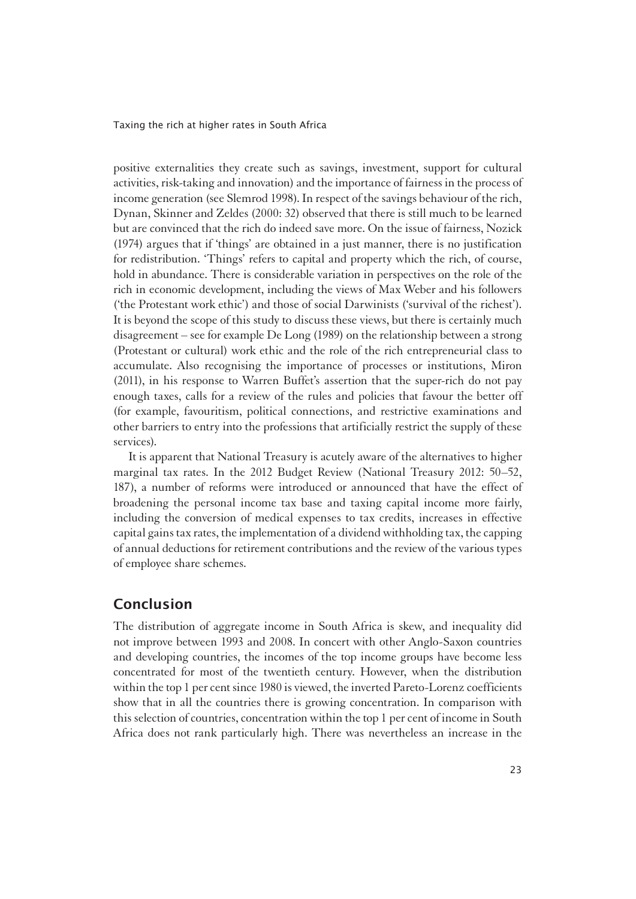positive externalities they create such as savings, investment, support for cultural activities, risk-taking and innovation) and the importance of fairness in the process of income generation (see Slemrod 1998). In respect of the savings behaviour of the rich, Dynan, Skinner and Zeldes (2000: 32) observed that there is still much to be learned but are convinced that the rich do indeed save more. On the issue of fairness, Nozick (1974) argues that if 'things' are obtained in a just manner, there is no justification for redistribution. 'Things' refers to capital and property which the rich, of course, hold in abundance. There is considerable variation in perspectives on the role of the rich in economic development, including the views of Max Weber and his followers ('the Protestant work ethic') and those of social Darwinists ('survival of the richest'). It is beyond the scope of this study to discuss these views, but there is certainly much disagreement – see for example De Long (1989) on the relationship between a strong (Protestant or cultural) work ethic and the role of the rich entrepreneurial class to accumulate. Also recognising the importance of processes or institutions, Miron (2011), in his response to Warren Buffet's assertion that the super-rich do not pay enough taxes, calls for a review of the rules and policies that favour the better off (for example, favouritism, political connections, and restrictive examinations and other barriers to entry into the professions that artificially restrict the supply of these services).

It is apparent that National Treasury is acutely aware of the alternatives to higher marginal tax rates. In the 2012 Budget Review (National Treasury 2012: 50–52, 187), a number of reforms were introduced or announced that have the effect of broadening the personal income tax base and taxing capital income more fairly, including the conversion of medical expenses to tax credits, increases in effective capital gains tax rates, the implementation of a dividend withholding tax, the capping of annual deductions for retirement contributions and the review of the various types of employee share schemes.

## Conclusion

The distribution of aggregate income in South Africa is skew, and inequality did not improve between 1993 and 2008. In concert with other Anglo-Saxon countries and developing countries, the incomes of the top income groups have become less concentrated for most of the twentieth century. However, when the distribution within the top 1 per cent since 1980 is viewed, the inverted Pareto-Lorenz coefficients show that in all the countries there is growing concentration. In comparison with this selection of countries, concentration within the top 1 per cent of income in South Africa does not rank particularly high. There was nevertheless an increase in the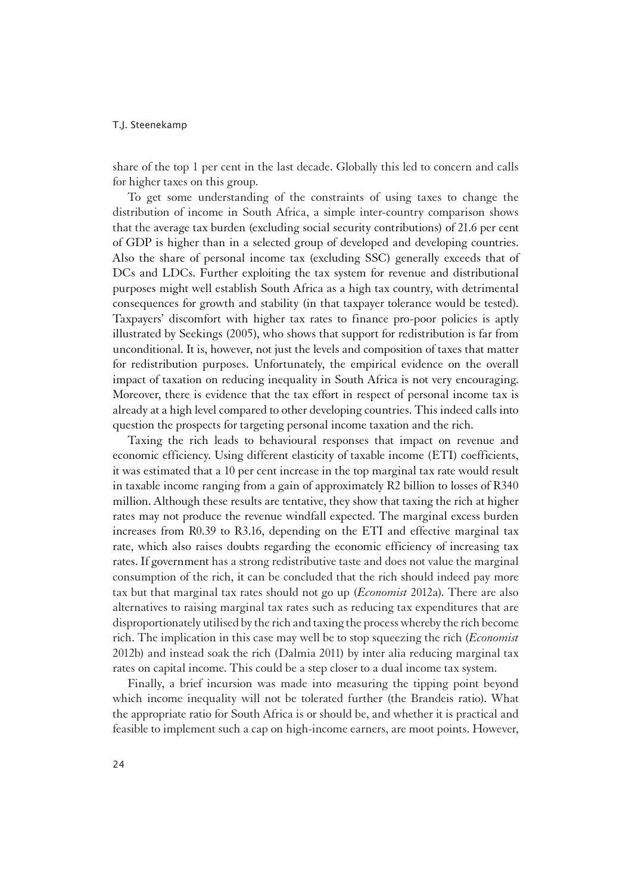share of the top 1 per cent in the last decade. Globally this led to concern and calls for higher taxes on this group.

To get some understanding of the constraints of using taxes to change the distribution of income in South Africa, a simple inter-country comparison shows that the average tax burden (excluding social security contributions) of 21.6 per cent of GDP is higher than in a selected group of developed and developing countries. Also the share of personal income tax (excluding SSC) generally exceeds that of DCs and LDCs. Further exploiting the tax system for revenue and distributional purposes might well establish South Africa as a high tax country, with detrimental consequences for growth and stability (in that taxpayer tolerance would be tested). Taxpayers' discomfort with higher tax rates to finance pro-poor policies is aptly illustrated by Seekings (2005), who shows that support for redistribution is far from unconditional. It is, however, not just the levels and composition of taxes that matter for redistribution purposes. Unfortunately, the empirical evidence on the overall impact of taxation on reducing inequality in South Africa is not very encouraging. Moreover, there is evidence that the tax effort in respect of personal income tax is already at a high level compared to other developing countries. This indeed calls into question the prospects for targeting personal income taxation and the rich.

Taxing the rich leads to behavioural responses that impact on revenue and economic efficiency. Using different elasticity of taxable income (ETI) coefficients, it was estimated that a 10 per cent increase in the top marginal tax rate would result in taxable income ranging from a gain of approximately R2 billion to losses of R340 million. Although these results are tentative, they show that taxing the rich at higher rates may not produce the revenue windfall expected. The marginal excess burden increases from R0.39 to R3.16, depending on the ETI and effective marginal tax rate, which also raises doubts regarding the economic efficiency of increasing tax rates. If government has a strong redistributive taste and does not value the marginal consumption of the rich, it can be concluded that the rich should indeed pay more tax but that marginal tax rates should not go up (*Economist* 2012a). There are also alternatives to raising marginal tax rates such as reducing tax expenditures that are disproportionately utilised by the rich and taxing the process whereby the rich become rich. The implication in this case may well be to stop squeezing the rich (*Economist* 2012b) and instead soak the rich (Dalmia 2011) by inter alia reducing marginal tax rates on capital income. This could be a step closer to a dual income tax system.

Finally, a brief incursion was made into measuring the tipping point beyond which income inequality will not be tolerated further (the Brandeis ratio). What the appropriate ratio for South Africa is or should be, and whether it is practical and feasible to implement such a cap on high-income earners, are moot points. However,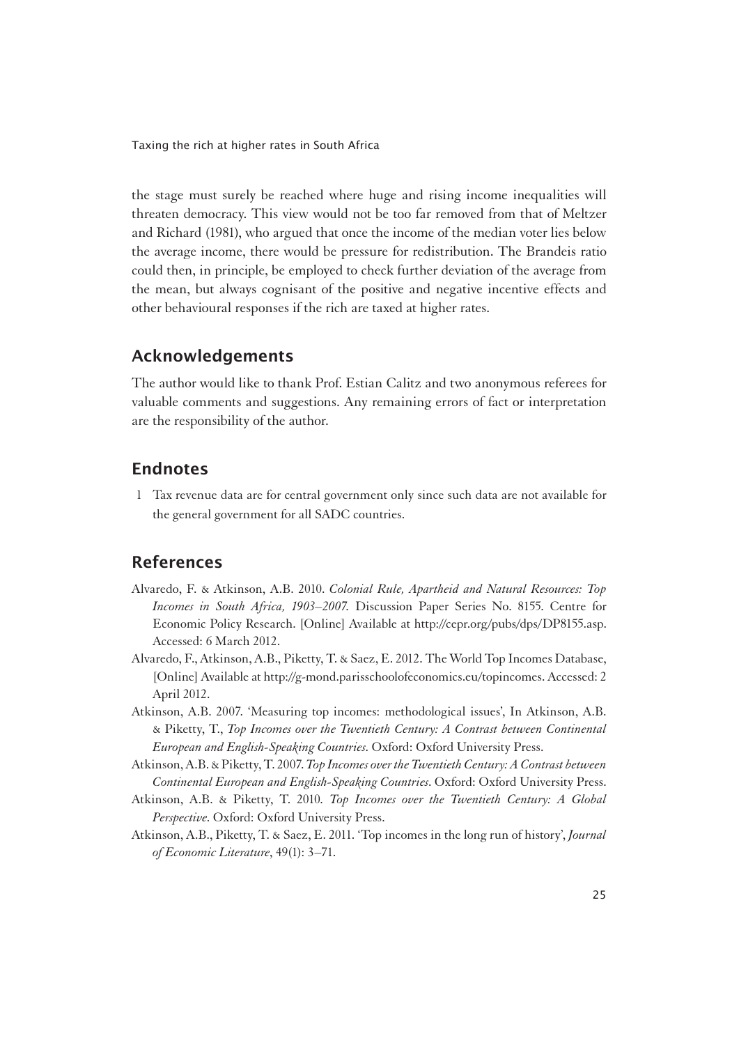the stage must surely be reached where huge and rising income inequalities will threaten democracy. This view would not be too far removed from that of Meltzer and Richard (1981), who argued that once the income of the median voter lies below the average income, there would be pressure for redistribution. The Brandeis ratio could then, in principle, be employed to check further deviation of the average from the mean, but always cognisant of the positive and negative incentive effects and other behavioural responses if the rich are taxed at higher rates.

## Acknowledgements

The author would like to thank Prof. Estian Calitz and two anonymous referees for valuable comments and suggestions. Any remaining errors of fact or interpretation are the responsibility of the author.

## Endnotes

1 Tax revenue data are for central government only since such data are not available for the general government for all SADC countries.

## References

Alvaredo, F. & Atkinson, A.B. 2010. *Colonial Rule, Apartheid and Natural Resources: Top Incomes in South Africa, 1903–2007*. Discussion Paper Series No. 8155. Centre for Economic Policy Research. [Online] Available at http://cepr.org/pubs/dps/DP8155.asp. Accessed: 6 March 2012.

Alvaredo, F., Atkinson, A.B., Piketty, T. & Saez, E. 2012. The World Top Incomes Database, [Online] Available at http://g-mond.parisschoolofeconomics.eu/topincomes. Accessed: 2 April 2012.

Atkinson, A.B. 2007. 'Measuring top incomes: methodological issues', In Atkinson, A.B. & Piketty, T., *Top Incomes over the Twentieth Century: A Contrast between Continental European and English-Speaking Countries*. Oxford: Oxford University Press.

Atkinson, A.B. & Piketty, T. 2007. *Top Incomes over the Twentieth Century: A Contrast between Continental European and English-Speaking Countries*. Oxford: Oxford University Press.

Atkinson, A.B. & Piketty, T. 2010. *Top Incomes over the Twentieth Century: A Global Perspective*. Oxford: Oxford University Press.

Atkinson, A.B., Piketty, T. & Saez, E. 2011. 'Top incomes in the long run of history', *Journal of Economic Literature*, 49(1): 3–71.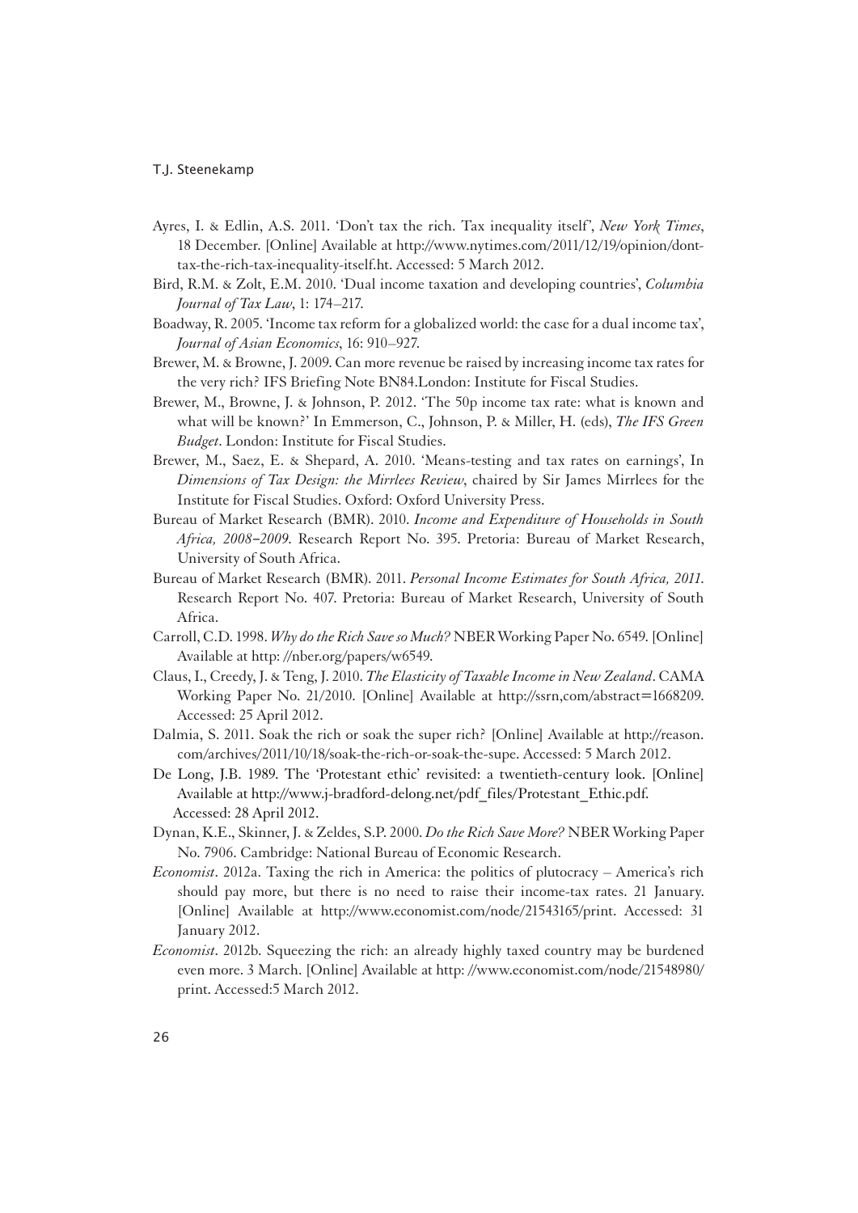Ayres, I. & Edlin, A.S. 2011. 'Don't tax the rich. Tax inequality itself', *New York Times*, 18 December. [Online] Available at http://www.nytimes.com/2011/12/19/opinion/dont-tax-the-rich-tax-inequality-itself.ht. Accessed: 5 March 2012.

Bird, R.M. & Zolt, E.M. 2010. 'Dual income taxation and developing countries', *Columbia Journal of Tax Law*, 1: 174–217.

Boadway, R. 2005. 'Income tax reform for a globalized world: the case for a dual income tax', *Journal of Asian Economics*, 16: 910–927.

Brewer, M. & Browne, J. 2009. Can more revenue be raised by increasing income tax rates for the very rich? IFS Briefing Note BN84.London: Institute for Fiscal Studies.

Brewer, M., Browne, J. & Johnson, P. 2012. 'The 50p income tax rate: what is known and what will be known?' In Emmerson, C., Johnson, P. & Miller, H. (eds), *The IFS Green Budget*. London: Institute for Fiscal Studies.

Brewer, M., Saez, E. & Shepard, A. 2010. 'Means-testing and tax rates on earnings', In *Dimensions of Tax Design: the Mirrlees Review*, chaired by Sir James Mirrlees for the Institute for Fiscal Studies. Oxford: Oxford University Press.

Bureau of Market Research (BMR). 2010. *Income and Expenditure of Households in South Africa, 2008–2009*. Research Report No. 395. Pretoria: Bureau of Market Research, University of South Africa.

Bureau of Market Research (BMR). 2011. *Personal Income Estimates for South Africa, 2011*. Research Report No. 407. Pretoria: Bureau of Market Research, University of South Africa.

Carroll, C.D. 1998. *Why do the Rich Save so Much?* NBER Working Paper No. 6549. [Online] Available at http: //nber.org/papers/w6549.

Claus, I., Creedy, J. & Teng, J. 2010. *The Elasticity of Taxable Income in New Zealand*. CAMA Working Paper No. 21/2010. [Online] Available at http://ssrn,com/abstract=1668209. Accessed: 25 April 2012.

Dalmia, S. 2011. Soak the rich or soak the super rich? [Online] Available at http://reason.com/archives/2011/10/18/soak-the-rich-or-soak-the-supe. Accessed: 5 March 2012.

De Long, J.B. 1989. The 'Protestant ethic' revisited: a twentieth-century look. [Online] Available at http://www.j-bradford-delong.net/pdf_files/Protestant_Ethic.pdf. Accessed: 28 April 2012.

Dynan, K.E., Skinner, J. & Zeldes, S.P. 2000. *Do the Rich Save More?* NBER Working Paper No. 7906. Cambridge: National Bureau of Economic Research.

*Economist*. 2012a. Taxing the rich in America: the politics of plutocracy – America's rich should pay more, but there is no need to raise their income-tax rates. 21 January. [Online] Available at http://www.economist.com/node/21543165/print. Accessed: 31 January 2012.

*Economist*. 2012b. Squeezing the rich: an already highly taxed country may be burdened even more. 3 March. [Online] Available at http: //www.economist.com/node/21548980/print. Accessed:5 March 2012.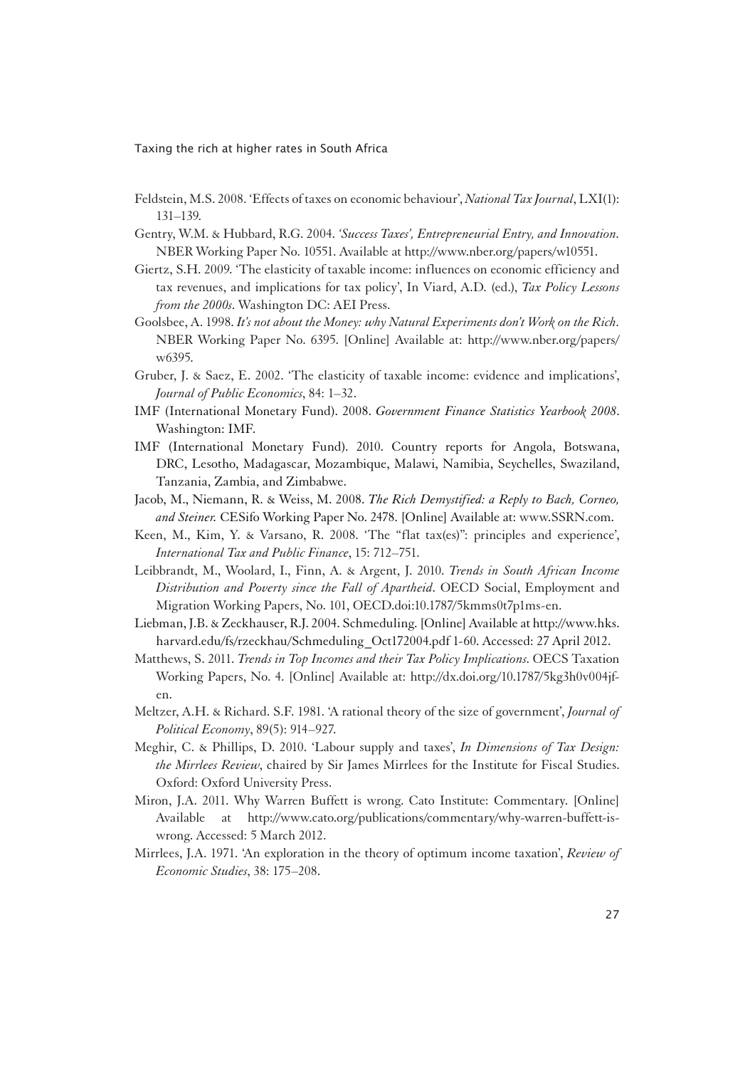Feldstein, M.S. 2008. 'Effects of taxes on economic behaviour', *National Tax Journal*, LXI(1): 131–139.

Gentry, W.M. & Hubbard, R.G. 2004. *'Success Taxes', Entrepreneurial Entry, and Innovation.* NBER Working Paper No. 10551. Available at http://www.nber.org/papers/w10551.

Giertz, S.H. 2009. 'The elasticity of taxable income: influences on economic efficiency and tax revenues, and implications for tax policy', In Viard, A.D. (ed.), *Tax Policy Lessons from the 2000s*. Washington DC: AEI Press.

Goolsbee, A. 1998. *It's not about the Money: why Natural Experiments don't Work on the Rich.* NBER Working Paper No. 6395. [Online] Available at: http://www.nber.org/papers/w6395.

Gruber, J. & Saez, E. 2002. 'The elasticity of taxable income: evidence and implications', *Journal of Public Economics*, 84: 1–32.

IMF (International Monetary Fund). 2008. *Government Finance Statistics Yearbook 2008*. Washington: IMF.

IMF (International Monetary Fund). 2010. Country reports for Angola, Botswana, DRC, Lesotho, Madagascar, Mozambique, Malawi, Namibia, Seychelles, Swaziland, Tanzania, Zambia, and Zimbabwe.

Jacob, M., Niemann, R. & Weiss, M. 2008. *The Rich Demystified: a Reply to Bach, Corneo, and Steiner.* CESifo Working Paper No. 2478. [Online] Available at: www.SSRN.com.

Keen, M., Kim, Y. & Varsano, R. 2008. 'The "flat tax(es)": principles and experience', *International Tax and Public Finance*, 15: 712–751.

Leibbrandt, M., Woolard, I., Finn, A. & Argent, J. 2010. *Trends in South African Income Distribution and Poverty since the Fall of Apartheid*. OECD Social, Employment and Migration Working Papers, No. 101, OECD.doi:10.1787/5kmms0t7p1ms-en.

Liebman, J.B. & Zeckhauser, R.J. 2004. Schmeduling. [Online] Available at http://www.hks.harvard.edu/fs/rzeckhau/Schmeduling_Oct172004.pdf 1-60. Accessed: 27 April 2012.

Matthews, S. 2011. *Trends in Top Incomes and their Tax Policy Implications*. OECS Taxation Working Papers, No. 4. [Online] Available at: http://dx.doi.org/10.1787/5kg3h0v004jf-en.

Meltzer, A.H. & Richard. S.F. 1981. 'A rational theory of the size of government', *Journal of Political Economy*, 89(5): 914–927.

Meghir, C. & Phillips, D. 2010. 'Labour supply and taxes', *In Dimensions of Tax Design: the Mirrlees Review*, chaired by Sir James Mirrlees for the Institute for Fiscal Studies. Oxford: Oxford University Press.

Miron, J.A. 2011. Why Warren Buffett is wrong. Cato Institute: Commentary. [Online] Available at http://www.cato.org/publications/commentary/why-warren-buffett-is-wrong. Accessed: 5 March 2012.

Mirrlees, J.A. 1971. 'An exploration in the theory of optimum income taxation', *Review of Economic Studies*, 38: 175–208.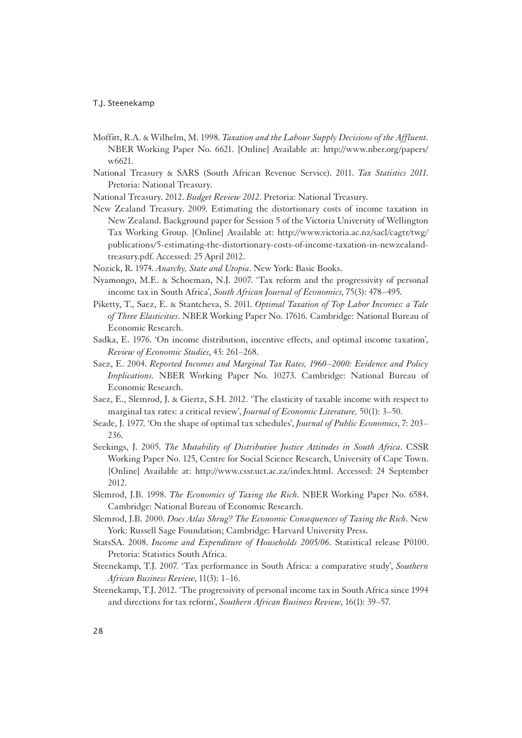Moffitt, R.A. & Wilhelm, M. 1998. *Taxation and the Labour Supply Decisions of the Affluent*. NBER Working Paper No. 6621. [Online] Available at: http://www.nber.org/papers/w6621.

National Treasury & SARS (South African Revenue Service). 2011. *Tax Statistics 2011.* Pretoria: National Treasury.

National Treasury. 2012. *Budget Review 2012*. Pretoria: National Treasury.

New Zealand Treasury. 2009. Estimating the distortionary costs of income taxation in New Zealand. Background paper for Session 5 of the Victoria University of Wellington Tax Working Group. [Online] Available at: http://www.victoria.ac.nz/sacl/cagtr/twg/publications/5-estimating-the-distortionary-costs-of-income-taxation-in-newzealand-treasury.pdf. Accessed: 25 April 2012.

Nozick, R. 1974. *Anarchy, State and Utopia*. New York: Basic Books.

Nyamongo, M.E. & Schoeman, N.J. 2007. 'Tax reform and the progressivity of personal income tax in South Africa', *South African Journal of Economics*, 75(3): 478–495.

Piketty, T., Saez, E. & Stantcheva, S. 2011. *Optimal Taxation of Top Labor Incomes: a Tale of Three Elasticities*. NBER Working Paper No. 17616. Cambridge: National Bureau of Economic Research.

Sadka, E. 1976. 'On income distribution, incentive effects, and optimal income taxation', *Review of Economic Studies*, 43: 261–268.

Saez, E. 2004. *Reported Incomes and Marginal Tax Rates, 1960–2000: Evidence and Policy Implications*. NBER Working Paper No. 10273. Cambridge: National Bureau of Economic Research.

Saez, E., Slemrod, J. & Giertz, S.H. 2012. 'The elasticity of taxable income with respect to marginal tax rates: a critical review', *Journal of Economic Literature,* 50(1): 3–50.

Seade, J. 1977. 'On the shape of optimal tax schedules', *Journal of Public Economics*, 7: 203–236.

Seekings, J. 2005. *The Mutability of Distributive Justice Attitudes in South Africa*. CSSR Working Paper No. 125, Centre for Social Science Research, University of Cape Town. [Online] Available at: http://www.cssr.uct.ac.za/index.html. Accessed: 24 September 2012.

Slemrod, J.B. 1998. *The Economics of Taxing the Rich*. NBER Working Paper No. 6584. Cambridge: National Bureau of Economic Research.

Slemrod, J.B. 2000. *Does Atlas Shrug? The Economic Consequences of Taxing the Rich*. New York: Russell Sage Foundation; Cambridge: Harvard University Press.

StatsSA. 2008. *Income and Expenditure of Households 2005/06*. Statistical release P0100. Pretoria: Statistics South Africa.

Steenekamp, T.J. 2007. 'Tax performance in South Africa: a comparative study', *Southern African Business Review*, 11(3): 1–16.

Steenekamp, T.J. 2012. 'The progressivity of personal income tax in South Africa since 1994 and directions for tax reform', *Southern African Business Review*, 16(1): 39–57.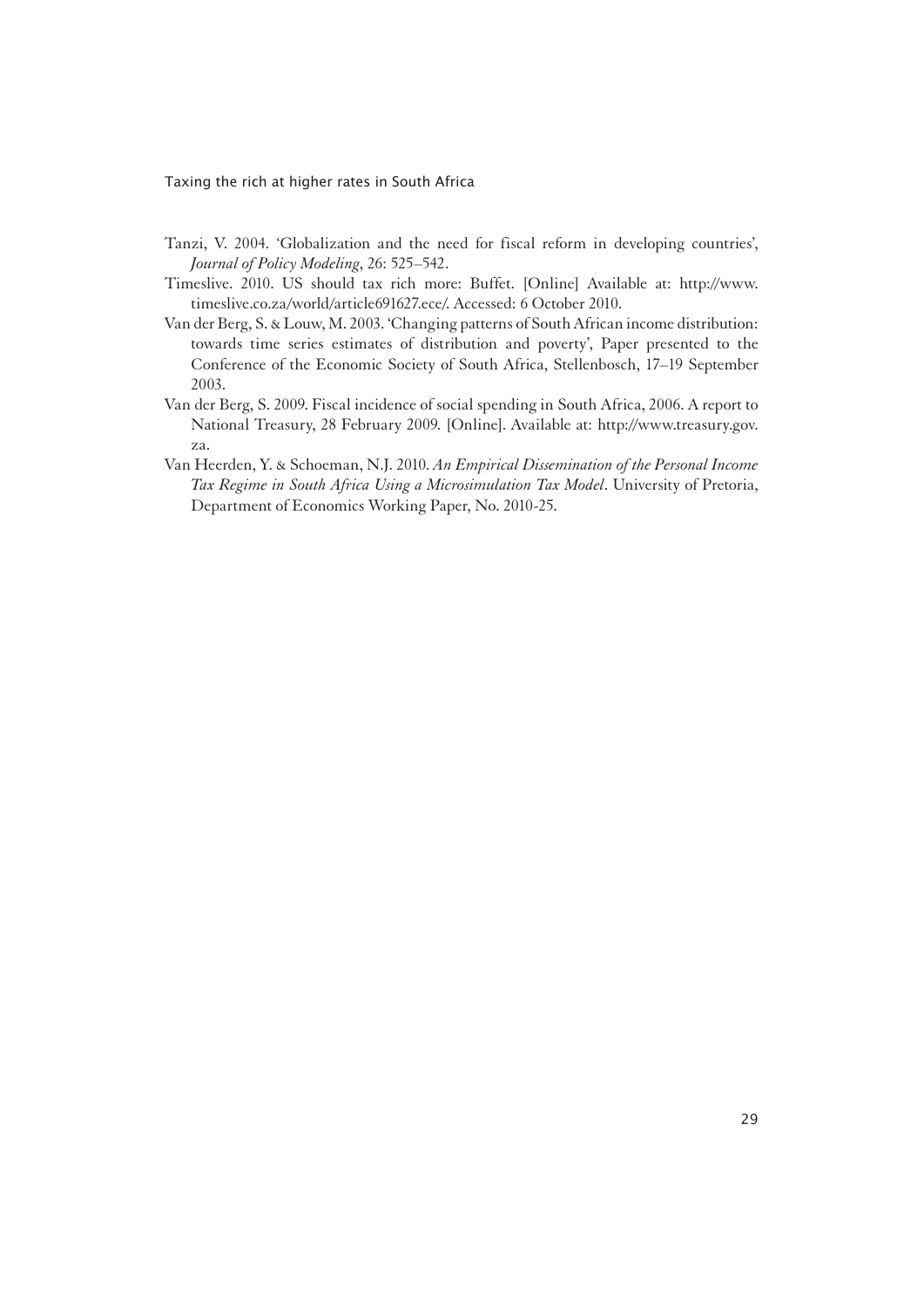Tanzi, V. 2004. 'Globalization and the need for fiscal reform in developing countries', *Journal of Policy Modeling*, 26: 525–542.

Timeslive. 2010. US should tax rich more: Buffet. [Online] Available at: http://www.timeslive.co.za/world/article691627.ece/. Accessed: 6 October 2010.

Van der Berg, S. & Louw, M. 2003. 'Changing patterns of South African income distribution: towards time series estimates of distribution and poverty', Paper presented to the Conference of the Economic Society of South Africa, Stellenbosch, 17–19 September 2003.

Van der Berg, S. 2009. Fiscal incidence of social spending in South Africa, 2006. A report to National Treasury, 28 February 2009. [Online]. Available at: http://www.treasury.gov.za.

Van Heerden, Y. & Schoeman, N.J. 2010. *An Empirical Dissemination of the Personal Income Tax Regime in South Africa Using a Microsimulation Tax Model*. University of Pretoria, Department of Economics Working Paper, No. 2010-25.